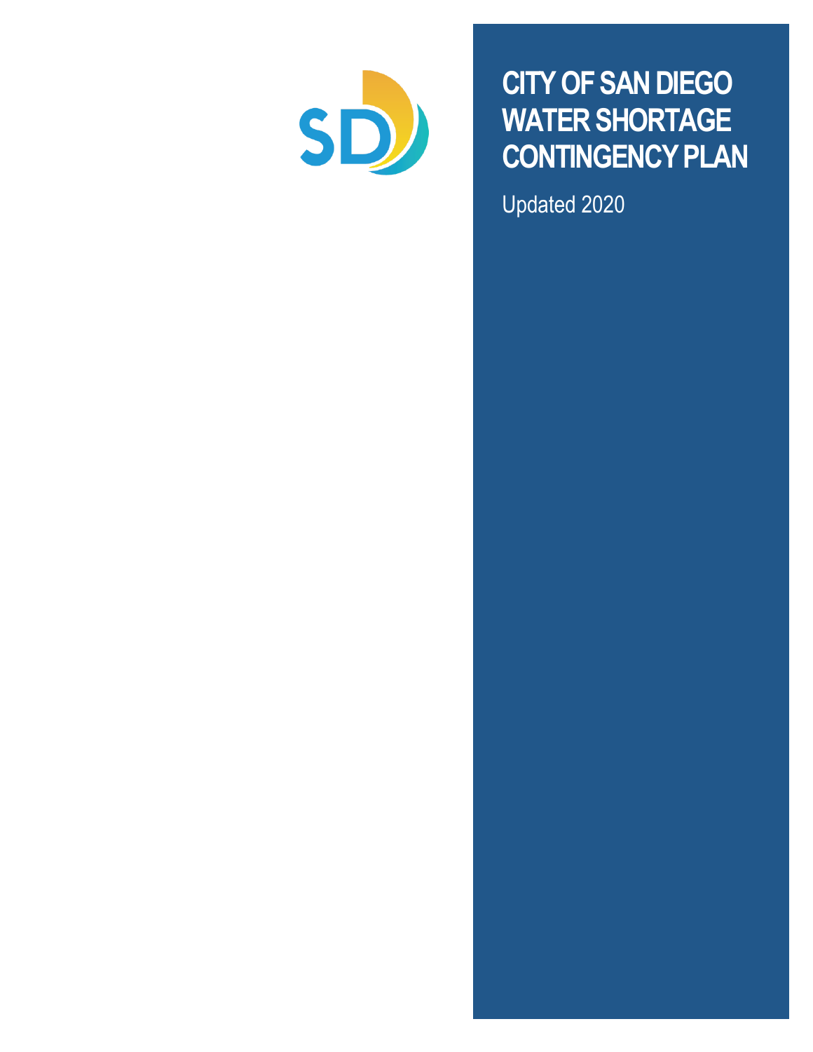# CITY OF SAN DIEGO WATER SHORTAGE CONTINGENCY PLAN

Updated 2020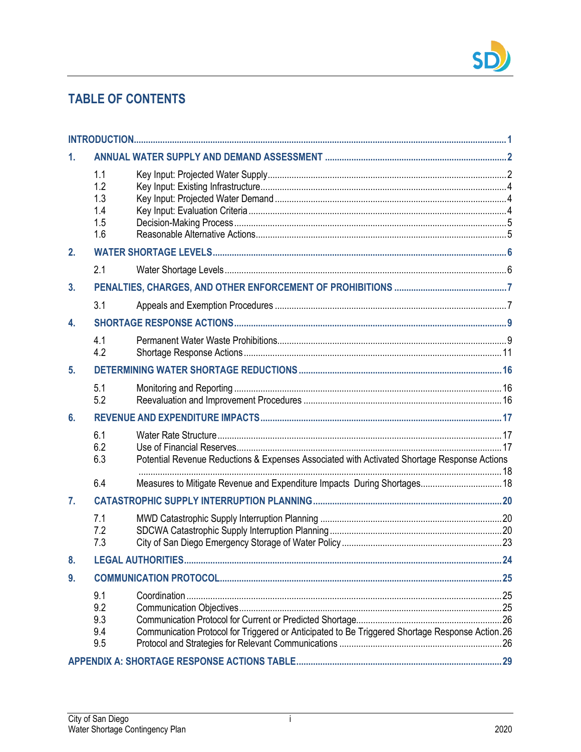# TABLE OF CONTENTS

**INTRODUCTION** ........ 1

**1. ANNUAL WATER SUPPLY AND DEMAND ASSESSMENT** ........ 2

- 1.1 Key Input: Projected Water Supply ........ 2
- 1.2 Key Input: Existing Infrastructure ........ 4
- 1.3 Key Input: Projected Water Demand ........ 4
- 1.4 Key Input: Evaluation Criteria ........ 4
- 1.5 Decision-Making Process ........ 5
- 1.6 Reasonable Alternative Actions ........ 5

**2. WATER SHORTAGE LEVELS** ........ 6

- 2.1 Water Shortage Levels ........ 6

**3. PENALTIES, CHARGES, AND OTHER ENFORCEMENT OF PROHIBITIONS** ........ 7

- 3.1 Appeals and Exemption Procedures ........ 7

**4. SHORTAGE RESPONSE ACTIONS** ........ 9

- 4.1 Permanent Water Waste Prohibitions ........ 9
- 4.2 Shortage Response Actions ........ 11

**5. DETERMINING WATER SHORTAGE REDUCTIONS** ........ 16

- 5.1 Monitoring and Reporting ........ 16
- 5.2 Reevaluation and Improvement Procedures ........ 16

**6. REVENUE AND EXPENDITURE IMPACTS** ........ 17

- 6.1 Water Rate Structure ........ 17
- 6.2 Use of Financial Reserves ........ 17
- 6.3 Potential Revenue Reductions & Expenses Associated with Activated Shortage Response Actions ........ 18
- 6.4 Measures to Mitigate Revenue and Expenditure Impacts During Shortages ........ 18

**7. CATASTROPHIC SUPPLY INTERRUPTION PLANNING** ........ 20

- 7.1 MWD Catastrophic Supply Interruption Planning ........ 20
- 7.2 SDCWA Catastrophic Supply Interruption Planning ........ 20
- 7.3 City of San Diego Emergency Storage of Water Policy ........ 23

**8. LEGAL AUTHORITIES** ........ 24

**9. COMMUNICATION PROTOCOL** ........ 25

- 9.1 Coordination ........ 25
- 9.2 Communication Objectives ........ 25
- 9.3 Communication Protocol for Current or Predicted Shortage ........ 26
- 9.4 Communication Protocol for Triggered or Anticipated to Be Triggered Shortage Response Action ........ 26
- 9.5 Protocol and Strategies for Relevant Communications ........ 26

**APPENDIX A: SHORTAGE RESPONSE ACTIONS TABLE** ........ 29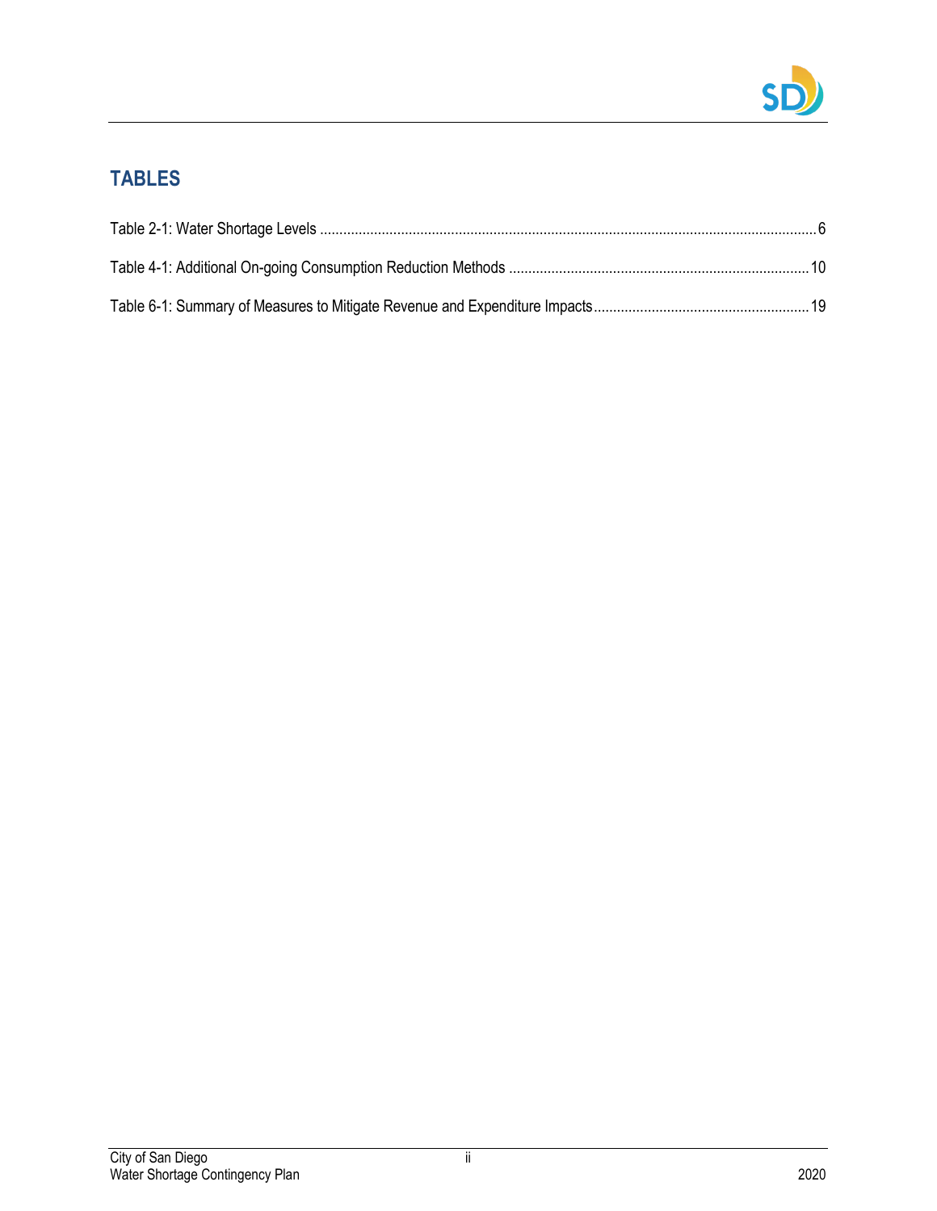## TABLES

Table 2-1: Water Shortage Levels ....................................................................................................................................6

Table 4-1: Additional On-going Consumption Reduction Methods ...............................................................................10

Table 6-1: Summary of Measures to Mitigate Revenue and Expenditure Impacts.........................................................19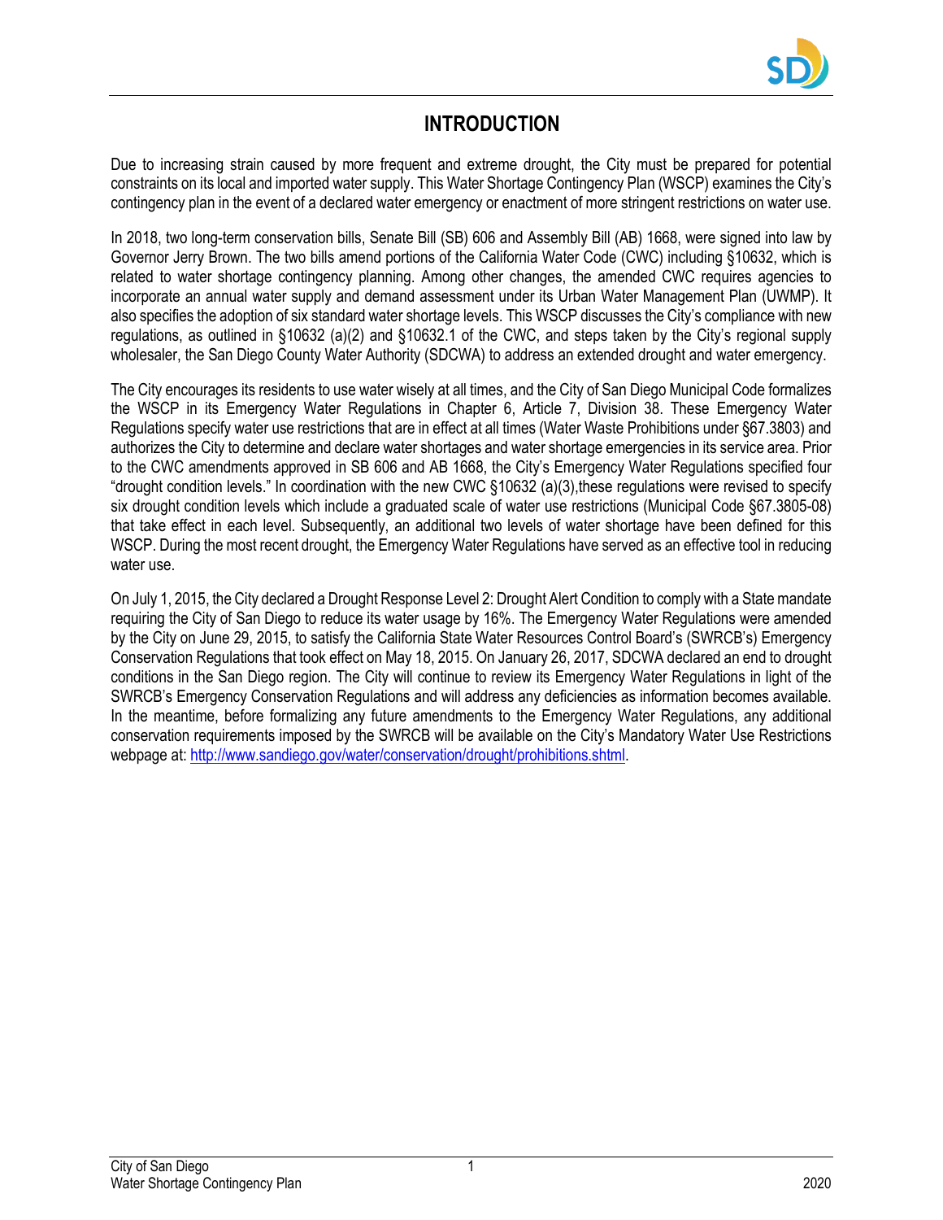# INTRODUCTION

Due to increasing strain caused by more frequent and extreme drought, the City must be prepared for potential constraints on its local and imported water supply. This Water Shortage Contingency Plan (WSCP) examines the City's contingency plan in the event of a declared water emergency or enactment of more stringent restrictions on water use.

In 2018, two long-term conservation bills, Senate Bill (SB) 606 and Assembly Bill (AB) 1668, were signed into law by Governor Jerry Brown. The two bills amend portions of the California Water Code (CWC) including §10632, which is related to water shortage contingency planning. Among other changes, the amended CWC requires agencies to incorporate an annual water supply and demand assessment under its Urban Water Management Plan (UWMP). It also specifies the adoption of six standard water shortage levels. This WSCP discusses the City's compliance with new regulations, as outlined in §10632 (a)(2) and §10632.1 of the CWC, and steps taken by the City's regional supply wholesaler, the San Diego County Water Authority (SDCWA) to address an extended drought and water emergency.

The City encourages its residents to use water wisely at all times, and the City of San Diego Municipal Code formalizes the WSCP in its Emergency Water Regulations in Chapter 6, Article 7, Division 38. These Emergency Water Regulations specify water use restrictions that are in effect at all times (Water Waste Prohibitions under §67.3803) and authorizes the City to determine and declare water shortages and water shortage emergencies in its service area. Prior to the CWC amendments approved in SB 606 and AB 1668, the City's Emergency Water Regulations specified four "drought condition levels." In coordination with the new CWC §10632 (a)(3),these regulations were revised to specify six drought condition levels which include a graduated scale of water use restrictions (Municipal Code §67.3805-08) that take effect in each level. Subsequently, an additional two levels of water shortage have been defined for this WSCP. During the most recent drought, the Emergency Water Regulations have served as an effective tool in reducing water use.

On July 1, 2015, the City declared a Drought Response Level 2: Drought Alert Condition to comply with a State mandate requiring the City of San Diego to reduce its water usage by 16%. The Emergency Water Regulations were amended by the City on June 29, 2015, to satisfy the California State Water Resources Control Board's (SWRCB's) Emergency Conservation Regulations that took effect on May 18, 2015. On January 26, 2017, SDCWA declared an end to drought conditions in the San Diego region. The City will continue to review its Emergency Water Regulations in light of the SWRCB's Emergency Conservation Regulations and will address any deficiencies as information becomes available. In the meantime, before formalizing any future amendments to the Emergency Water Regulations, any additional conservation requirements imposed by the SWRCB will be available on the City's Mandatory Water Use Restrictions webpage at: [http://www.sandiego.gov/water/conservation/drought/prohibitions.shtml](http://www.sandiego.gov/water/conservation/drought/prohibitions.shtml).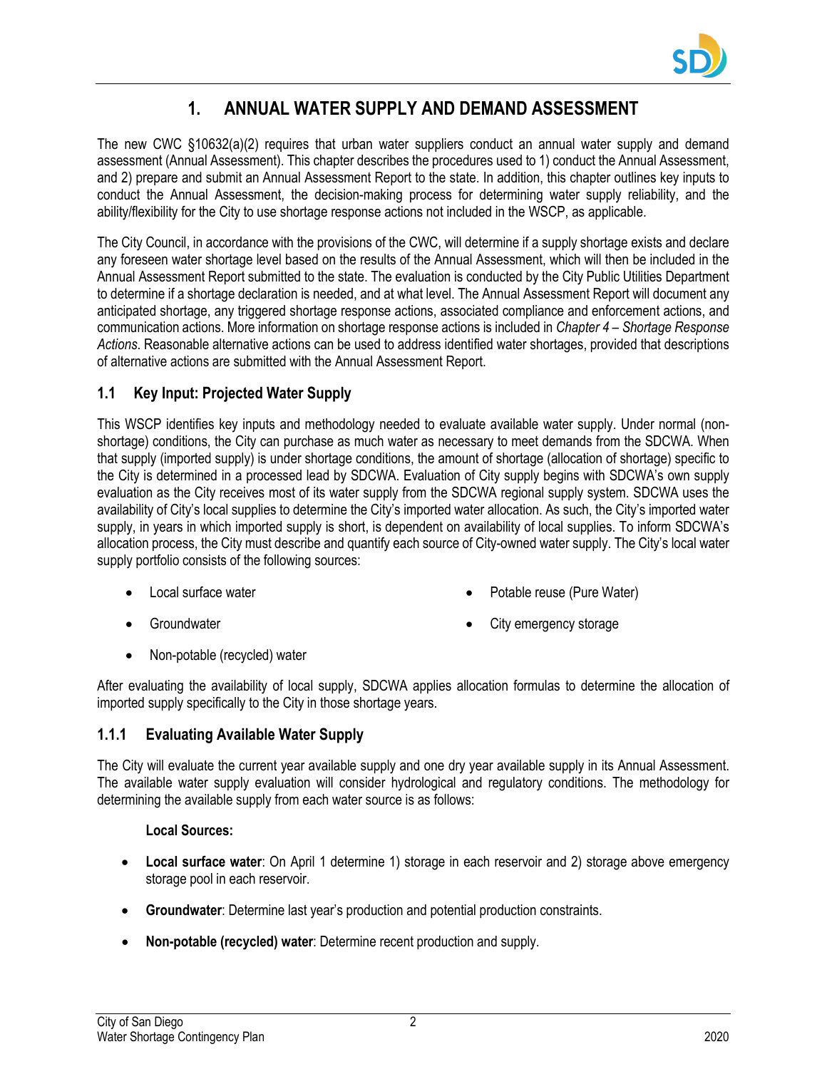# 1. ANNUAL WATER SUPPLY AND DEMAND ASSESSMENT

The new CWC §10632(a)(2) requires that urban water suppliers conduct an annual water supply and demand assessment (Annual Assessment). This chapter describes the procedures used to 1) conduct the Annual Assessment, and 2) prepare and submit an Annual Assessment Report to the state. In addition, this chapter outlines key inputs to conduct the Annual Assessment, the decision-making process for determining water supply reliability, and the ability/flexibility for the City to use shortage response actions not included in the WSCP, as applicable.

The City Council, in accordance with the provisions of the CWC, will determine if a supply shortage exists and declare any foreseen water shortage level based on the results of the Annual Assessment, which will then be included in the Annual Assessment Report submitted to the state. The evaluation is conducted by the City Public Utilities Department to determine if a shortage declaration is needed, and at what level. The Annual Assessment Report will document any anticipated shortage, any triggered shortage response actions, associated compliance and enforcement actions, and communication actions. More information on shortage response actions is included in *Chapter 4 – Shortage Response Actions*. Reasonable alternative actions can be used to address identified water shortages, provided that descriptions of alternative actions are submitted with the Annual Assessment Report.

## 1.1 Key Input: Projected Water Supply

This WSCP identifies key inputs and methodology needed to evaluate available water supply. Under normal (non-shortage) conditions, the City can purchase as much water as necessary to meet demands from the SDCWA. When that supply (imported supply) is under shortage conditions, the amount of shortage (allocation of shortage) specific to the City is determined in a processed lead by SDCWA. Evaluation of City supply begins with SDCWA's own supply evaluation as the City receives most of its water supply from the SDCWA regional supply system. SDCWA uses the availability of City's local supplies to determine the City's imported water allocation. As such, the City's imported water supply, in years in which imported supply is short, is dependent on availability of local supplies. To inform SDCWA's allocation process, the City must describe and quantify each source of City-owned water supply. The City's local water supply portfolio consists of the following sources:

- Local surface water
- Groundwater
- Non-potable (recycled) water
- Potable reuse (Pure Water)
- City emergency storage

After evaluating the availability of local supply, SDCWA applies allocation formulas to determine the allocation of imported supply specifically to the City in those shortage years.

### 1.1.1 Evaluating Available Water Supply

The City will evaluate the current year available supply and one dry year available supply in its Annual Assessment. The available water supply evaluation will consider hydrological and regulatory conditions. The methodology for determining the available supply from each water source is as follows:

**Local Sources:**

- **Local surface water**: On April 1 determine 1) storage in each reservoir and 2) storage above emergency storage pool in each reservoir.
- **Groundwater**: Determine last year's production and potential production constraints.
- **Non-potable (recycled) water**: Determine recent production and supply.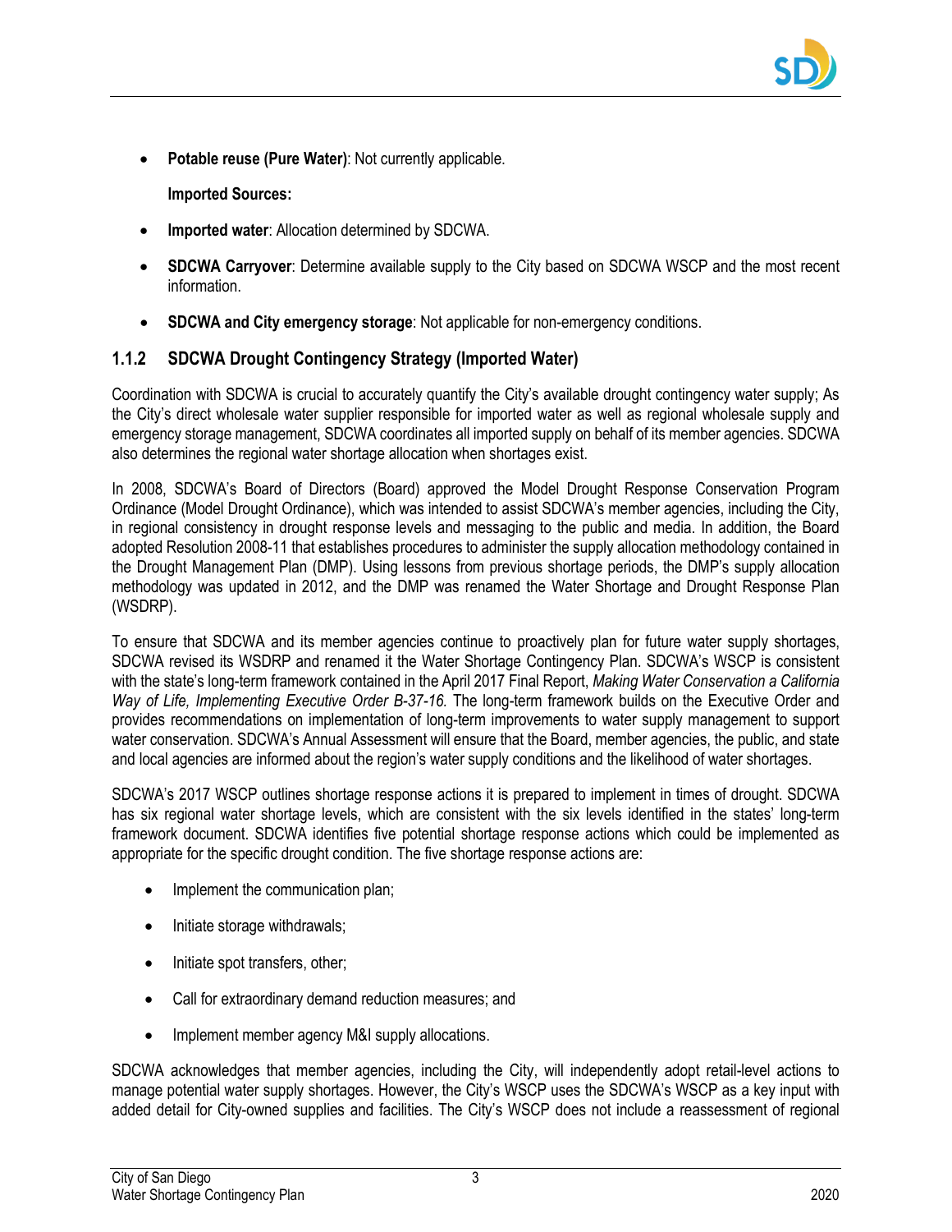- **Potable reuse (Pure Water)**: Not currently applicable.

  **Imported Sources:**

- **Imported water**: Allocation determined by SDCWA.

- **SDCWA Carryover**: Determine available supply to the City based on SDCWA WSCP and the most recent information.

- **SDCWA and City emergency storage**: Not applicable for non-emergency conditions.

### 1.1.2 SDCWA Drought Contingency Strategy (Imported Water)

Coordination with SDCWA is crucial to accurately quantify the City's available drought contingency water supply; As the City's direct wholesale water supplier responsible for imported water as well as regional wholesale supply and emergency storage management, SDCWA coordinates all imported supply on behalf of its member agencies. SDCWA also determines the regional water shortage allocation when shortages exist.

In 2008, SDCWA's Board of Directors (Board) approved the Model Drought Response Conservation Program Ordinance (Model Drought Ordinance), which was intended to assist SDCWA's member agencies, including the City, in regional consistency in drought response levels and messaging to the public and media. In addition, the Board adopted Resolution 2008-11 that establishes procedures to administer the supply allocation methodology contained in the Drought Management Plan (DMP). Using lessons from previous shortage periods, the DMP's supply allocation methodology was updated in 2012, and the DMP was renamed the Water Shortage and Drought Response Plan (WSDRP).

To ensure that SDCWA and its member agencies continue to proactively plan for future water supply shortages, SDCWA revised its WSDRP and renamed it the Water Shortage Contingency Plan. SDCWA's WSCP is consistent with the state's long-term framework contained in the April 2017 Final Report, *Making Water Conservation a California Way of Life, Implementing Executive Order B-37-16.* The long-term framework builds on the Executive Order and provides recommendations on implementation of long-term improvements to water supply management to support water conservation. SDCWA's Annual Assessment will ensure that the Board, member agencies, the public, and state and local agencies are informed about the region's water supply conditions and the likelihood of water shortages.

SDCWA's 2017 WSCP outlines shortage response actions it is prepared to implement in times of drought. SDCWA has six regional water shortage levels, which are consistent with the six levels identified in the states' long-term framework document. SDCWA identifies five potential shortage response actions which could be implemented as appropriate for the specific drought condition. The five shortage response actions are:

- Implement the communication plan;
- Initiate storage withdrawals;
- Initiate spot transfers, other;
- Call for extraordinary demand reduction measures; and
- Implement member agency M&I supply allocations.

SDCWA acknowledges that member agencies, including the City, will independently adopt retail-level actions to manage potential water supply shortages. However, the City's WSCP uses the SDCWA's WSCP as a key input with added detail for City-owned supplies and facilities. The City's WSCP does not include a reassessment of regional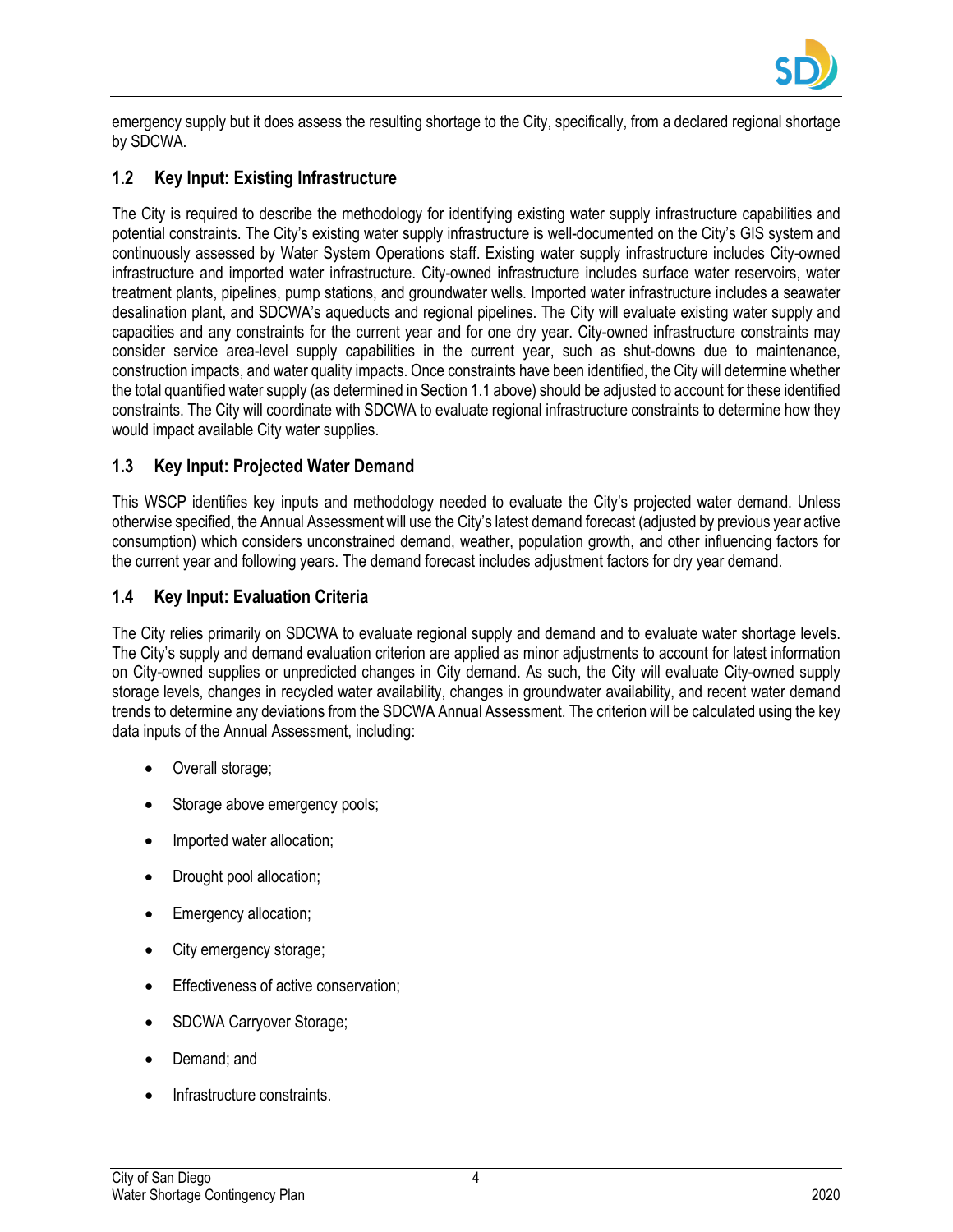emergency supply but it does assess the resulting shortage to the City, specifically, from a declared regional shortage by SDCWA.

## 1.2 Key Input: Existing Infrastructure

The City is required to describe the methodology for identifying existing water supply infrastructure capabilities and potential constraints. The City's existing water supply infrastructure is well-documented on the City's GIS system and continuously assessed by Water System Operations staff. Existing water supply infrastructure includes City-owned infrastructure and imported water infrastructure. City-owned infrastructure includes surface water reservoirs, water treatment plants, pipelines, pump stations, and groundwater wells. Imported water infrastructure includes a seawater desalination plant, and SDCWA's aqueducts and regional pipelines. The City will evaluate existing water supply and capacities and any constraints for the current year and for one dry year. City-owned infrastructure constraints may consider service area-level supply capabilities in the current year, such as shut-downs due to maintenance, construction impacts, and water quality impacts. Once constraints have been identified, the City will determine whether the total quantified water supply (as determined in Section 1.1 above) should be adjusted to account for these identified constraints. The City will coordinate with SDCWA to evaluate regional infrastructure constraints to determine how they would impact available City water supplies.

## 1.3 Key Input: Projected Water Demand

This WSCP identifies key inputs and methodology needed to evaluate the City's projected water demand. Unless otherwise specified, the Annual Assessment will use the City's latest demand forecast (adjusted by previous year active consumption) which considers unconstrained demand, weather, population growth, and other influencing factors for the current year and following years. The demand forecast includes adjustment factors for dry year demand.

## 1.4 Key Input: Evaluation Criteria

The City relies primarily on SDCWA to evaluate regional supply and demand and to evaluate water shortage levels. The City's supply and demand evaluation criterion are applied as minor adjustments to account for latest information on City-owned supplies or unpredicted changes in City demand. As such, the City will evaluate City-owned supply storage levels, changes in recycled water availability, changes in groundwater availability, and recent water demand trends to determine any deviations from the SDCWA Annual Assessment. The criterion will be calculated using the key data inputs of the Annual Assessment, including:

- Overall storage;
- Storage above emergency pools;
- Imported water allocation;
- Drought pool allocation;
- Emergency allocation;
- City emergency storage;
- Effectiveness of active conservation;
- SDCWA Carryover Storage;
- Demand; and
- Infrastructure constraints.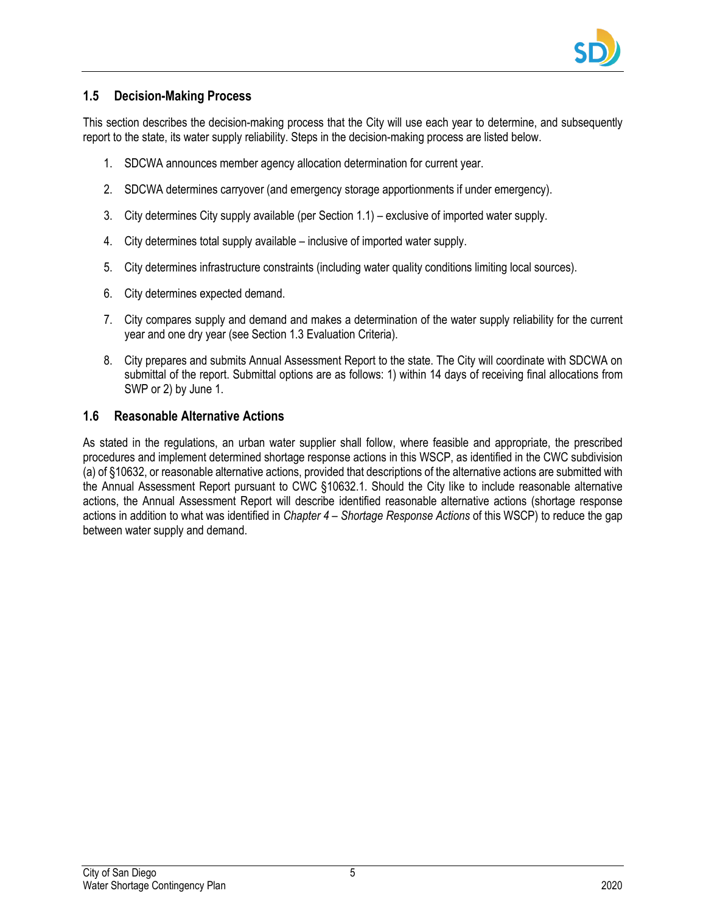## 1.5 Decision-Making Process

This section describes the decision-making process that the City will use each year to determine, and subsequently report to the state, its water supply reliability. Steps in the decision-making process are listed below.

1. SDCWA announces member agency allocation determination for current year.
2. SDCWA determines carryover (and emergency storage apportionments if under emergency).
3. City determines City supply available (per Section 1.1) – exclusive of imported water supply.
4. City determines total supply available – inclusive of imported water supply.
5. City determines infrastructure constraints (including water quality conditions limiting local sources).
6. City determines expected demand.
7. City compares supply and demand and makes a determination of the water supply reliability for the current year and one dry year (see Section 1.3 Evaluation Criteria).
8. City prepares and submits Annual Assessment Report to the state. The City will coordinate with SDCWA on submittal of the report. Submittal options are as follows: 1) within 14 days of receiving final allocations from SWP or 2) by June 1.

## 1.6 Reasonable Alternative Actions

As stated in the regulations, an urban water supplier shall follow, where feasible and appropriate, the prescribed procedures and implement determined shortage response actions in this WSCP, as identified in the CWC subdivision (a) of §10632, or reasonable alternative actions, provided that descriptions of the alternative actions are submitted with the Annual Assessment Report pursuant to CWC §10632.1. Should the City like to include reasonable alternative actions, the Annual Assessment Report will describe identified reasonable alternative actions (shortage response actions in addition to what was identified in *Chapter 4 – Shortage Response Actions* of this WSCP) to reduce the gap between water supply and demand.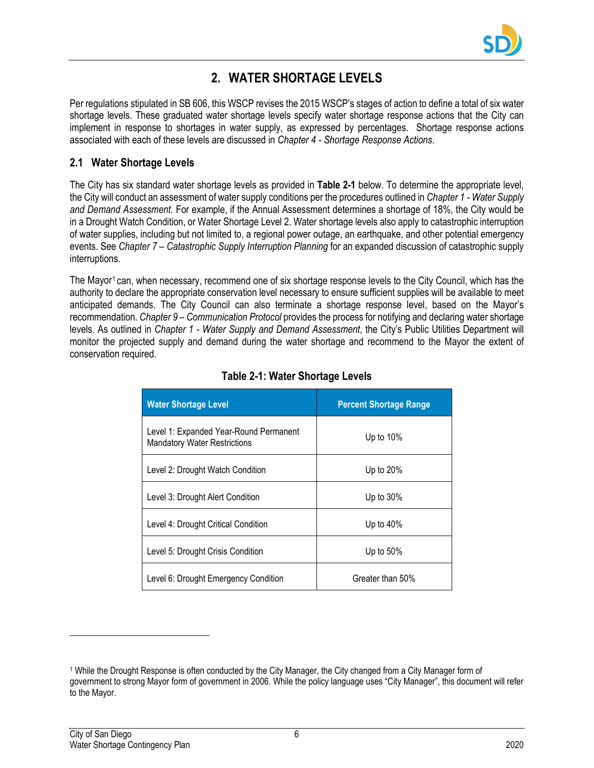# 2. WATER SHORTAGE LEVELS

Per regulations stipulated in SB 606, this WSCP revises the 2015 WSCP's stages of action to define a total of six water shortage levels. These graduated water shortage levels specify water shortage response actions that the City can implement in response to shortages in water supply, as expressed by percentages. Shortage response actions associated with each of these levels are discussed in *Chapter 4 - Shortage Response Actions*.

## 2.1 Water Shortage Levels

The City has six standard water shortage levels as provided in **Table 2-1** below. To determine the appropriate level, the City will conduct an assessment of water supply conditions per the procedures outlined in *Chapter 1 - Water Supply and Demand Assessment*. For example, if the Annual Assessment determines a shortage of 18%, the City would be in a Drought Watch Condition, or Water Shortage Level 2. Water shortage levels also apply to catastrophic interruption of water supplies, including but not limited to, a regional power outage, an earthquake, and other potential emergency events. See *Chapter 7 – Catastrophic Supply Interruption Planning* for an expanded discussion of catastrophic supply interruptions.

The Mayor[1] can, when necessary, recommend one of six shortage response levels to the City Council, which has the authority to declare the appropriate conservation level necessary to ensure sufficient supplies will be available to meet anticipated demands. The City Council can also terminate a shortage response level, based on the Mayor's recommendation. *Chapter 9 – Communication Protocol* provides the process for notifying and declaring water shortage levels. As outlined in *Chapter 1 - Water Supply and Demand Assessment*, the City's Public Utilities Department will monitor the projected supply and demand during the water shortage and recommend to the Mayor the extent of conservation required.

**Table 2-1: Water Shortage Levels**

| Water Shortage Level | Percent Shortage Range |
|---|---|
| Level 1: Expanded Year-Round Permanent Mandatory Water Restrictions | Up to 10% |
| Level 2: Drought Watch Condition | Up to 20% |
| Level 3: Drought Alert Condition | Up to 30% |
| Level 4: Drought Critical Condition | Up to 40% |
| Level 5: Drought Crisis Condition | Up to 50% |
| Level 6: Drought Emergency Condition | Greater than 50% |

[1] While the Drought Response is often conducted by the City Manager, the City changed from a City Manager form of government to strong Mayor form of government in 2006. While the policy language uses "City Manager", this document will refer to the Mayor.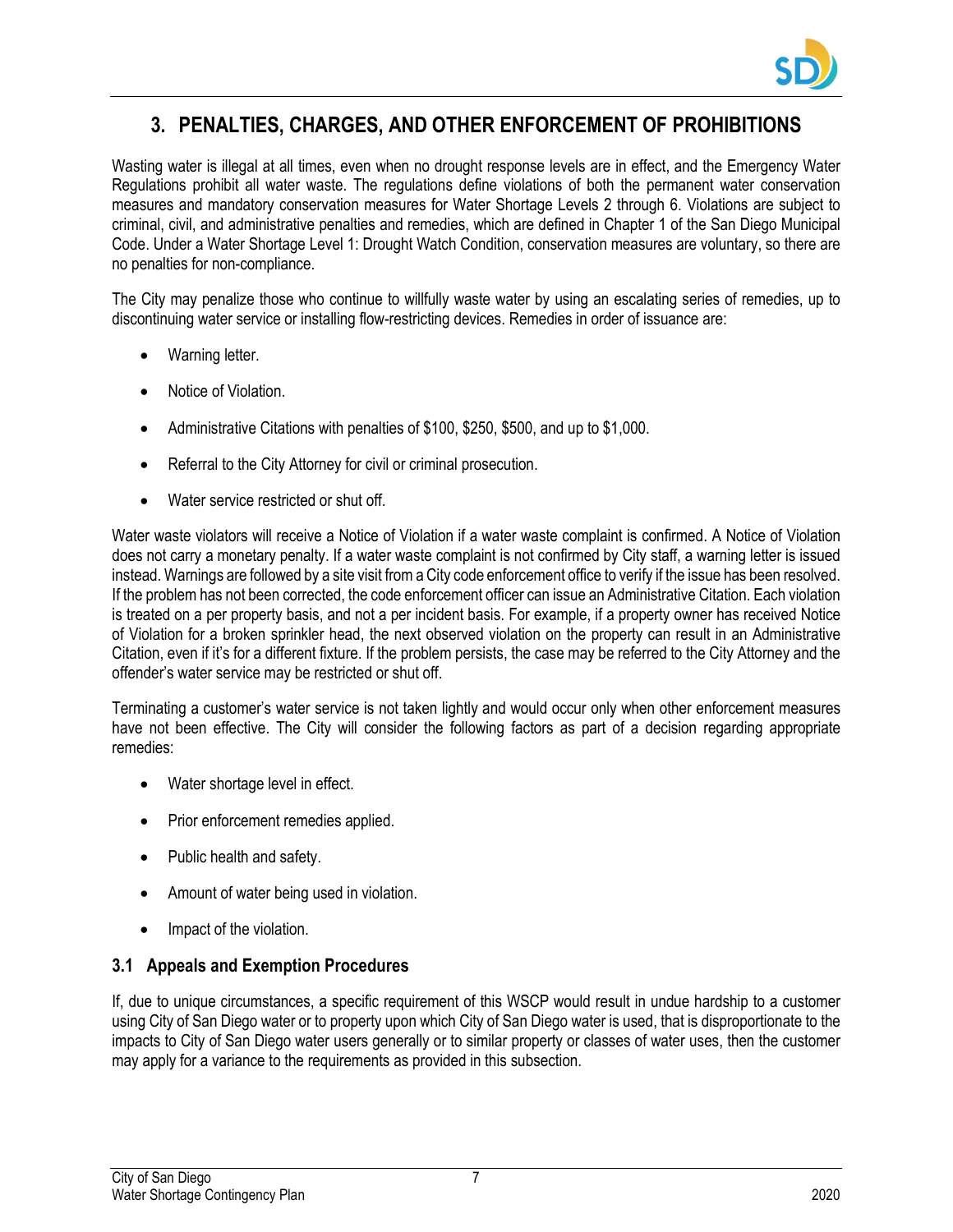# 3. PENALTIES, CHARGES, AND OTHER ENFORCEMENT OF PROHIBITIONS

Wasting water is illegal at all times, even when no drought response levels are in effect, and the Emergency Water Regulations prohibit all water waste. The regulations define violations of both the permanent water conservation measures and mandatory conservation measures for Water Shortage Levels 2 through 6. Violations are subject to criminal, civil, and administrative penalties and remedies, which are defined in Chapter 1 of the San Diego Municipal Code. Under a Water Shortage Level 1: Drought Watch Condition, conservation measures are voluntary, so there are no penalties for non-compliance.

The City may penalize those who continue to willfully waste water by using an escalating series of remedies, up to discontinuing water service or installing flow-restricting devices. Remedies in order of issuance are:

- Warning letter.
- Notice of Violation.
- Administrative Citations with penalties of $100, $250, $500, and up to $1,000.
- Referral to the City Attorney for civil or criminal prosecution.
- Water service restricted or shut off.

Water waste violators will receive a Notice of Violation if a water waste complaint is confirmed. A Notice of Violation does not carry a monetary penalty. If a water waste complaint is not confirmed by City staff, a warning letter is issued instead. Warnings are followed by a site visit from a City code enforcement office to verify if the issue has been resolved. If the problem has not been corrected, the code enforcement officer can issue an Administrative Citation. Each violation is treated on a per property basis, and not a per incident basis. For example, if a property owner has received Notice of Violation for a broken sprinkler head, the next observed violation on the property can result in an Administrative Citation, even if it's for a different fixture. If the problem persists, the case may be referred to the City Attorney and the offender's water service may be restricted or shut off.

Terminating a customer's water service is not taken lightly and would occur only when other enforcement measures have not been effective. The City will consider the following factors as part of a decision regarding appropriate remedies:

- Water shortage level in effect.
- Prior enforcement remedies applied.
- Public health and safety.
- Amount of water being used in violation.
- Impact of the violation.

## 3.1 Appeals and Exemption Procedures

If, due to unique circumstances, a specific requirement of this WSCP would result in undue hardship to a customer using City of San Diego water or to property upon which City of San Diego water is used, that is disproportionate to the impacts to City of San Diego water users generally or to similar property or classes of water uses, then the customer may apply for a variance to the requirements as provided in this subsection.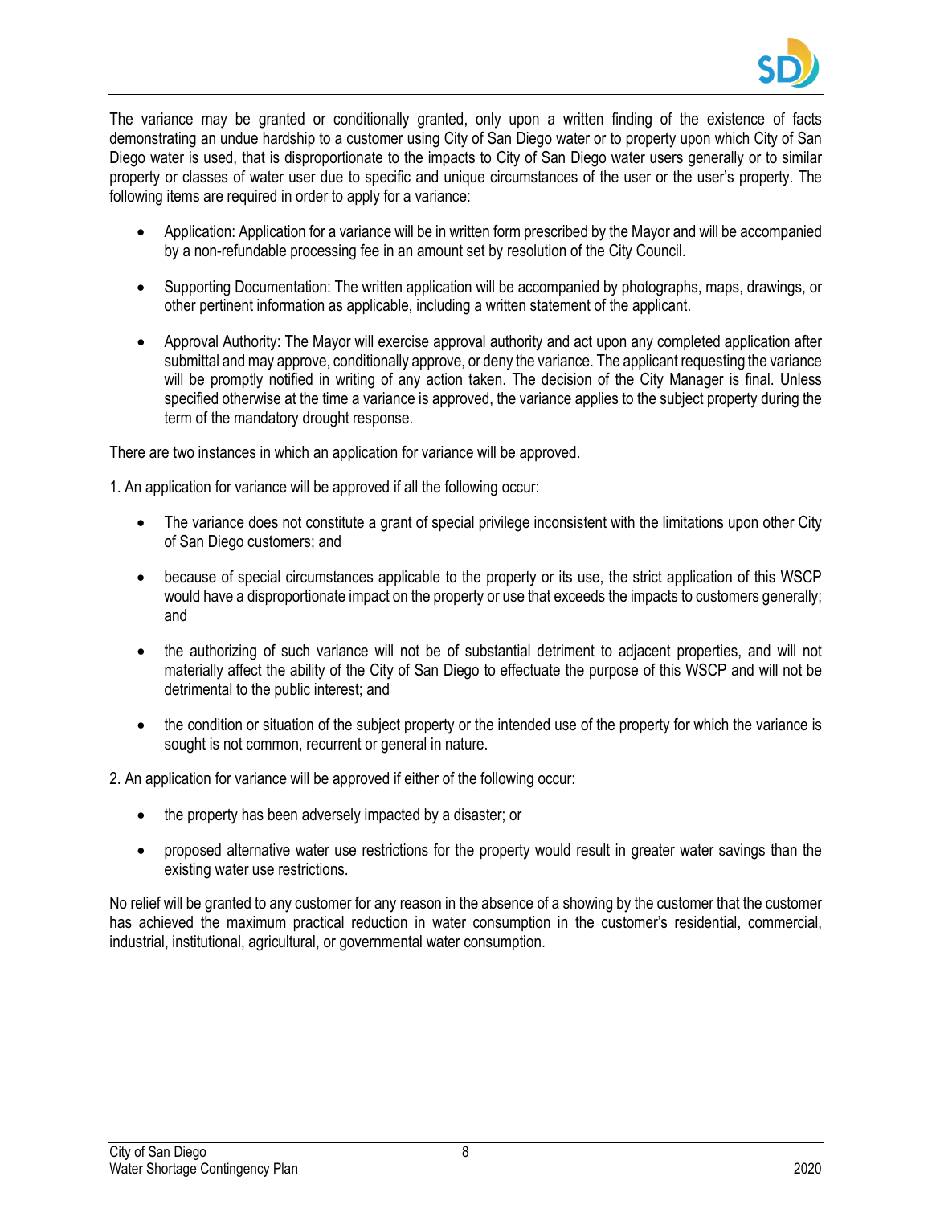The variance may be granted or conditionally granted, only upon a written finding of the existence of facts demonstrating an undue hardship to a customer using City of San Diego water or to property upon which City of San Diego water is used, that is disproportionate to the impacts to City of San Diego water users generally or to similar property or classes of water user due to specific and unique circumstances of the user or the user's property. The following items are required in order to apply for a variance:

- Application: Application for a variance will be in written form prescribed by the Mayor and will be accompanied by a non-refundable processing fee in an amount set by resolution of the City Council.
- Supporting Documentation: The written application will be accompanied by photographs, maps, drawings, or other pertinent information as applicable, including a written statement of the applicant.
- Approval Authority: The Mayor will exercise approval authority and act upon any completed application after submittal and may approve, conditionally approve, or deny the variance. The applicant requesting the variance will be promptly notified in writing of any action taken. The decision of the City Manager is final. Unless specified otherwise at the time a variance is approved, the variance applies to the subject property during the term of the mandatory drought response.

There are two instances in which an application for variance will be approved.

1. An application for variance will be approved if all the following occur:

- The variance does not constitute a grant of special privilege inconsistent with the limitations upon other City of San Diego customers; and
- because of special circumstances applicable to the property or its use, the strict application of this WSCP would have a disproportionate impact on the property or use that exceeds the impacts to customers generally; and
- the authorizing of such variance will not be of substantial detriment to adjacent properties, and will not materially affect the ability of the City of San Diego to effectuate the purpose of this WSCP and will not be detrimental to the public interest; and
- the condition or situation of the subject property or the intended use of the property for which the variance is sought is not common, recurrent or general in nature.

2. An application for variance will be approved if either of the following occur:

- the property has been adversely impacted by a disaster; or
- proposed alternative water use restrictions for the property would result in greater water savings than the existing water use restrictions.

No relief will be granted to any customer for any reason in the absence of a showing by the customer that the customer has achieved the maximum practical reduction in water consumption in the customer's residential, commercial, industrial, institutional, agricultural, or governmental water consumption.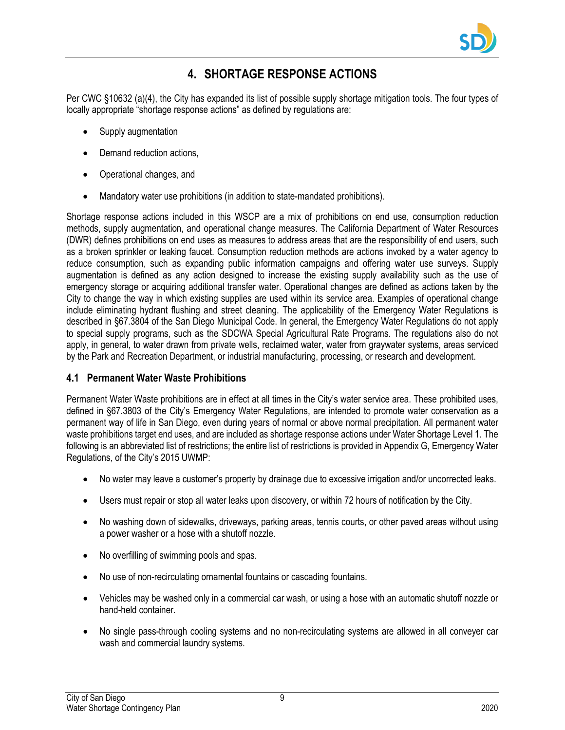# 4. SHORTAGE RESPONSE ACTIONS

Per CWC §10632 (a)(4), the City has expanded its list of possible supply shortage mitigation tools. The four types of locally appropriate "shortage response actions" as defined by regulations are:

- Supply augmentation
- Demand reduction actions,
- Operational changes, and
- Mandatory water use prohibitions (in addition to state-mandated prohibitions).

Shortage response actions included in this WSCP are a mix of prohibitions on end use, consumption reduction methods, supply augmentation, and operational change measures. The California Department of Water Resources (DWR) defines prohibitions on end uses as measures to address areas that are the responsibility of end users, such as a broken sprinkler or leaking faucet. Consumption reduction methods are actions invoked by a water agency to reduce consumption, such as expanding public information campaigns and offering water use surveys. Supply augmentation is defined as any action designed to increase the existing supply availability such as the use of emergency storage or acquiring additional transfer water. Operational changes are defined as actions taken by the City to change the way in which existing supplies are used within its service area. Examples of operational change include eliminating hydrant flushing and street cleaning. The applicability of the Emergency Water Regulations is described in §67.3804 of the San Diego Municipal Code. In general, the Emergency Water Regulations do not apply to special supply programs, such as the SDCWA Special Agricultural Rate Programs. The regulations also do not apply, in general, to water drawn from private wells, reclaimed water, water from graywater systems, areas serviced by the Park and Recreation Department, or industrial manufacturing, processing, or research and development.

## 4.1 Permanent Water Waste Prohibitions

Permanent Water Waste prohibitions are in effect at all times in the City's water service area. These prohibited uses, defined in §67.3803 of the City's Emergency Water Regulations, are intended to promote water conservation as a permanent way of life in San Diego, even during years of normal or above normal precipitation. All permanent water waste prohibitions target end uses, and are included as shortage response actions under Water Shortage Level 1. The following is an abbreviated list of restrictions; the entire list of restrictions is provided in Appendix G, Emergency Water Regulations, of the City's 2015 UWMP:

- No water may leave a customer's property by drainage due to excessive irrigation and/or uncorrected leaks.
- Users must repair or stop all water leaks upon discovery, or within 72 hours of notification by the City.
- No washing down of sidewalks, driveways, parking areas, tennis courts, or other paved areas without using a power washer or a hose with a shutoff nozzle.
- No overfilling of swimming pools and spas.
- No use of non-recirculating ornamental fountains or cascading fountains.
- Vehicles may be washed only in a commercial car wash, or using a hose with an automatic shutoff nozzle or hand-held container.
- No single pass-through cooling systems and no non-recirculating systems are allowed in all conveyer car wash and commercial laundry systems.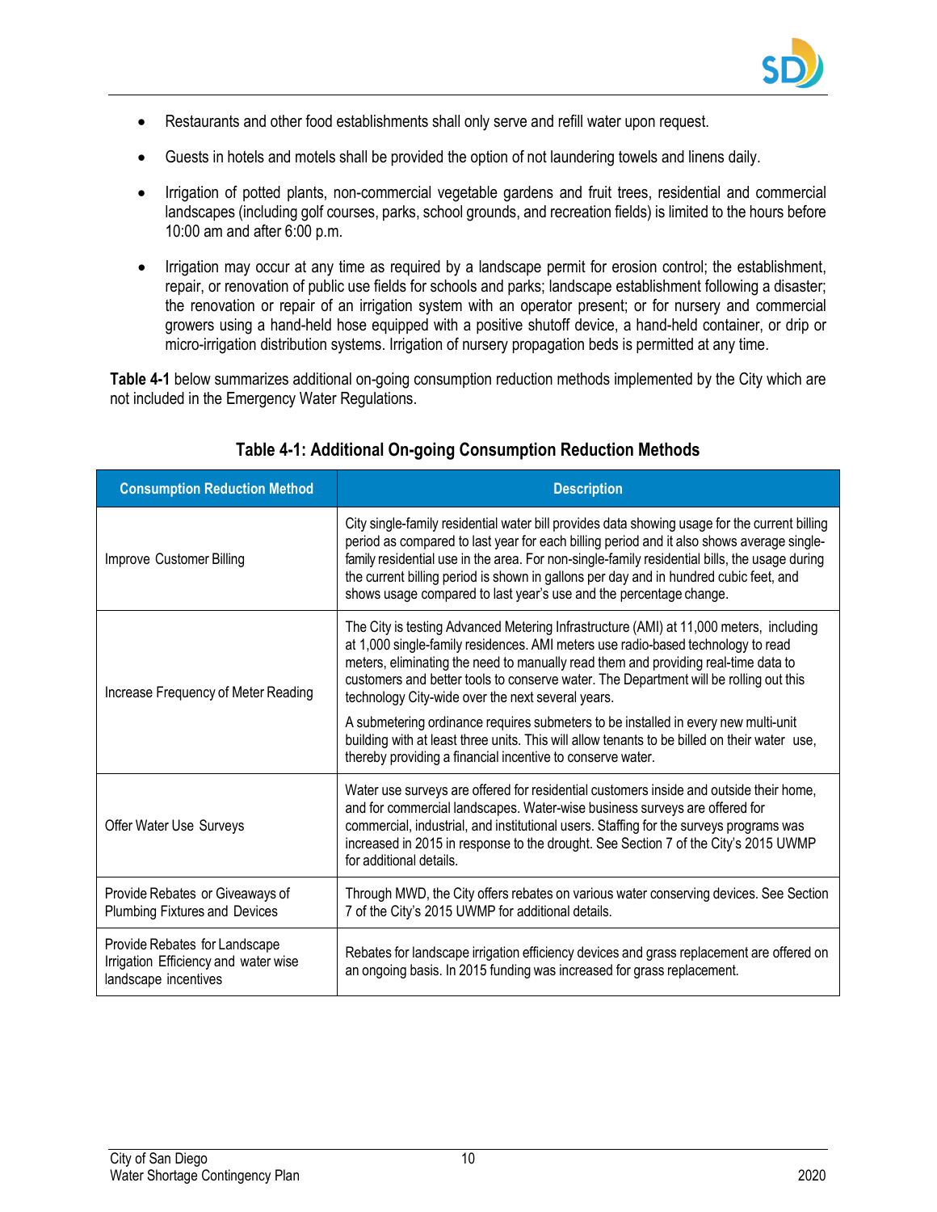- Restaurants and other food establishments shall only serve and refill water upon request.
- Guests in hotels and motels shall be provided the option of not laundering towels and linens daily.
- Irrigation of potted plants, non-commercial vegetable gardens and fruit trees, residential and commercial landscapes (including golf courses, parks, school grounds, and recreation fields) is limited to the hours before 10:00 am and after 6:00 p.m.
- Irrigation may occur at any time as required by a landscape permit for erosion control; the establishment, repair, or renovation of public use fields for schools and parks; landscape establishment following a disaster; the renovation or repair of an irrigation system with an operator present; or for nursery and commercial growers using a hand-held hose equipped with a positive shutoff device, a hand-held container, or drip or micro-irrigation distribution systems. Irrigation of nursery propagation beds is permitted at any time.

**Table 4-1** below summarizes additional on-going consumption reduction methods implemented by the City which are not included in the Emergency Water Regulations.

**Table 4-1: Additional On-going Consumption Reduction Methods**

| Consumption Reduction Method | Description |
|---|---|
| Improve Customer Billing | City single-family residential water bill provides data showing usage for the current billing period as compared to last year for each billing period and it also shows average single-family residential use in the area. For non-single-family residential bills, the usage during the current billing period is shown in gallons per day and in hundred cubic feet, and shows usage compared to last year's use and the percentage change. |
| Increase Frequency of Meter Reading | The City is testing Advanced Metering Infrastructure (AMI) at 11,000 meters, including at 1,000 single-family residences. AMI meters use radio-based technology to read meters, eliminating the need to manually read them and providing real-time data to customers and better tools to conserve water. The Department will be rolling out this technology City-wide over the next several years.<br><br>A submetering ordinance requires submeters to be installed in every new multi-unit building with at least three units. This will allow tenants to be billed on their water use, thereby providing a financial incentive to conserve water. |
| Offer Water Use Surveys | Water use surveys are offered for residential customers inside and outside their home, and for commercial landscapes. Water-wise business surveys are offered for commercial, industrial, and institutional users. Staffing for the surveys programs was increased in 2015 in response to the drought. See Section 7 of the City's 2015 UWMP for additional details. |
| Provide Rebates or Giveaways of Plumbing Fixtures and Devices | Through MWD, the City offers rebates on various water conserving devices. See Section 7 of the City's 2015 UWMP for additional details. |
| Provide Rebates for Landscape Irrigation Efficiency and water wise landscape incentives | Rebates for landscape irrigation efficiency devices and grass replacement are offered on an ongoing basis. In 2015 funding was increased for grass replacement. |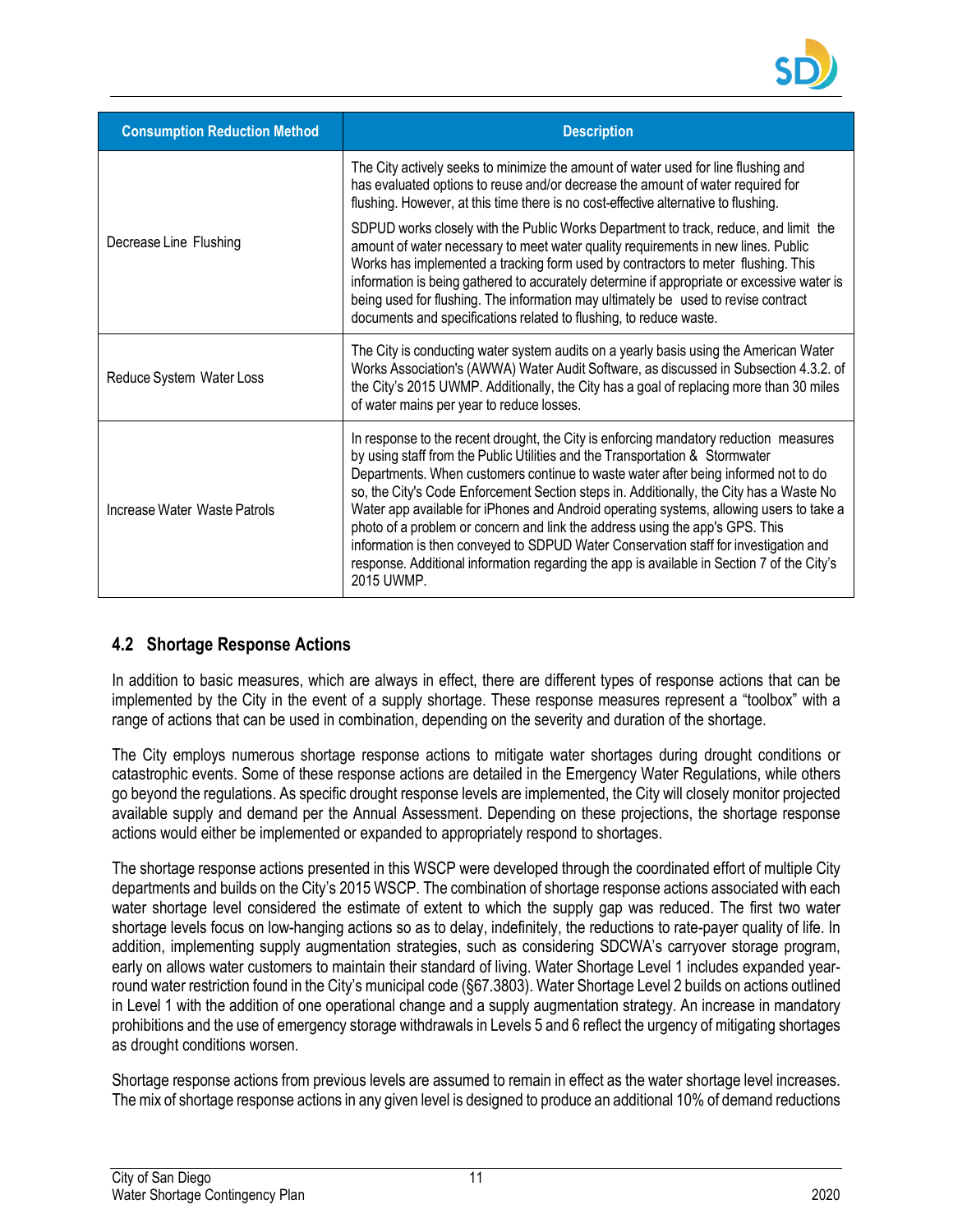| Consumption Reduction Method | Description |
|---|---|
| Decrease Line Flushing | The City actively seeks to minimize the amount of water used for line flushing and has evaluated options to reuse and/or decrease the amount of water required for flushing. However, at this time there is no cost-effective alternative to flushing.<br><br>SDPUD works closely with the Public Works Department to track, reduce, and limit the amount of water necessary to meet water quality requirements in new lines. Public Works has implemented a tracking form used by contractors to meter flushing. This information is being gathered to accurately determine if appropriate or excessive water is being used for flushing. The information may ultimately be used to revise contract documents and specifications related to flushing, to reduce waste. |
| Reduce System Water Loss | The City is conducting water system audits on a yearly basis using the American Water Works Association's (AWWA) Water Audit Software, as discussed in Subsection 4.3.2. of the City's 2015 UWMP. Additionally, the City has a goal of replacing more than 30 miles of water mains per year to reduce losses. |
| Increase Water Waste Patrols | In response to the recent drought, the City is enforcing mandatory reduction measures by using staff from the Public Utilities and the Transportation & Stormwater Departments. When customers continue to waste water after being informed not to do so, the City's Code Enforcement Section steps in. Additionally, the City has a Waste No Water app available for iPhones and Android operating systems, allowing users to take a photo of a problem or concern and link the address using the app's GPS. This information is then conveyed to SDPUD Water Conservation staff for investigation and response. Additional information regarding the app is available in Section 7 of the City's 2015 UWMP. |

## 4.2 Shortage Response Actions

In addition to basic measures, which are always in effect, there are different types of response actions that can be implemented by the City in the event of a supply shortage. These response measures represent a "toolbox" with a range of actions that can be used in combination, depending on the severity and duration of the shortage.

The City employs numerous shortage response actions to mitigate water shortages during drought conditions or catastrophic events. Some of these response actions are detailed in the Emergency Water Regulations, while others go beyond the regulations. As specific drought response levels are implemented, the City will closely monitor projected available supply and demand per the Annual Assessment. Depending on these projections, the shortage response actions would either be implemented or expanded to appropriately respond to shortages.

The shortage response actions presented in this WSCP were developed through the coordinated effort of multiple City departments and builds on the City's 2015 WSCP. The combination of shortage response actions associated with each water shortage level considered the estimate of extent to which the supply gap was reduced. The first two water shortage levels focus on low-hanging actions so as to delay, indefinitely, the reductions to rate-payer quality of life. In addition, implementing supply augmentation strategies, such as considering SDCWA's carryover storage program, early on allows water customers to maintain their standard of living. Water Shortage Level 1 includes expanded year-round water restriction found in the City's municipal code (§67.3803). Water Shortage Level 2 builds on actions outlined in Level 1 with the addition of one operational change and a supply augmentation strategy. An increase in mandatory prohibitions and the use of emergency storage withdrawals in Levels 5 and 6 reflect the urgency of mitigating shortages as drought conditions worsen.

Shortage response actions from previous levels are assumed to remain in effect as the water shortage level increases. The mix of shortage response actions in any given level is designed to produce an additional 10% of demand reductions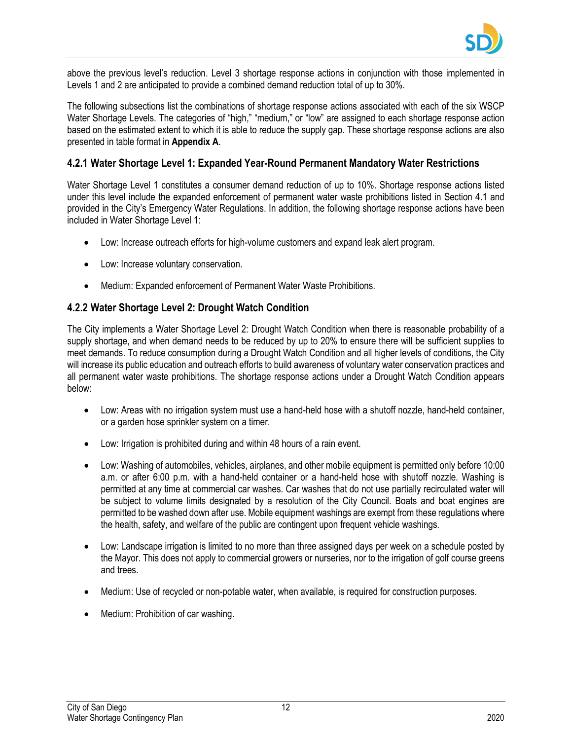above the previous level's reduction. Level 3 shortage response actions in conjunction with those implemented in Levels 1 and 2 are anticipated to provide a combined demand reduction total of up to 30%.

The following subsections list the combinations of shortage response actions associated with each of the six WSCP Water Shortage Levels. The categories of "high," "medium," or "low" are assigned to each shortage response action based on the estimated extent to which it is able to reduce the supply gap. These shortage response actions are also presented in table format in **Appendix A**.

### 4.2.1 Water Shortage Level 1: Expanded Year-Round Permanent Mandatory Water Restrictions

Water Shortage Level 1 constitutes a consumer demand reduction of up to 10%. Shortage response actions listed under this level include the expanded enforcement of permanent water waste prohibitions listed in Section 4.1 and provided in the City's Emergency Water Regulations. In addition, the following shortage response actions have been included in Water Shortage Level 1:

- Low: Increase outreach efforts for high-volume customers and expand leak alert program.
- Low: Increase voluntary conservation.
- Medium: Expanded enforcement of Permanent Water Waste Prohibitions.

### 4.2.2 Water Shortage Level 2: Drought Watch Condition

The City implements a Water Shortage Level 2: Drought Watch Condition when there is reasonable probability of a supply shortage, and when demand needs to be reduced by up to 20% to ensure there will be sufficient supplies to meet demands. To reduce consumption during a Drought Watch Condition and all higher levels of conditions, the City will increase its public education and outreach efforts to build awareness of voluntary water conservation practices and all permanent water waste prohibitions. The shortage response actions under a Drought Watch Condition appears below:

- Low: Areas with no irrigation system must use a hand-held hose with a shutoff nozzle, hand-held container, or a garden hose sprinkler system on a timer.
- Low: Irrigation is prohibited during and within 48 hours of a rain event.
- Low: Washing of automobiles, vehicles, airplanes, and other mobile equipment is permitted only before 10:00 a.m. or after 6:00 p.m. with a hand-held container or a hand-held hose with shutoff nozzle. Washing is permitted at any time at commercial car washes. Car washes that do not use partially recirculated water will be subject to volume limits designated by a resolution of the City Council. Boats and boat engines are permitted to be washed down after use. Mobile equipment washings are exempt from these regulations where the health, safety, and welfare of the public are contingent upon frequent vehicle washings.
- Low: Landscape irrigation is limited to no more than three assigned days per week on a schedule posted by the Mayor. This does not apply to commercial growers or nurseries, nor to the irrigation of golf course greens and trees.
- Medium: Use of recycled or non-potable water, when available, is required for construction purposes.
- Medium: Prohibition of car washing.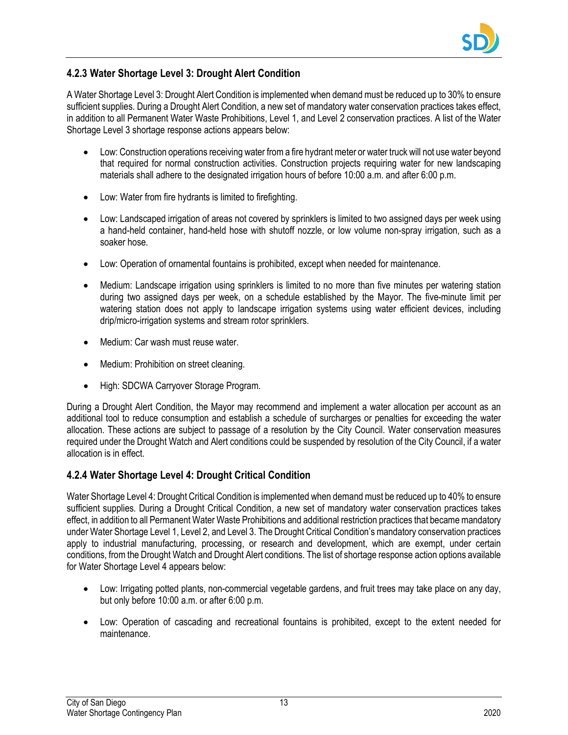### 4.2.3 Water Shortage Level 3: Drought Alert Condition

A Water Shortage Level 3: Drought Alert Condition is implemented when demand must be reduced up to 30% to ensure sufficient supplies. During a Drought Alert Condition, a new set of mandatory water conservation practices takes effect, in addition to all Permanent Water Waste Prohibitions, Level 1, and Level 2 conservation practices. A list of the Water Shortage Level 3 shortage response actions appears below:

- Low: Construction operations receiving water from a fire hydrant meter or water truck will not use water beyond that required for normal construction activities. Construction projects requiring water for new landscaping materials shall adhere to the designated irrigation hours of before 10:00 a.m. and after 6:00 p.m.
- Low: Water from fire hydrants is limited to firefighting.
- Low: Landscaped irrigation of areas not covered by sprinklers is limited to two assigned days per week using a hand-held container, hand-held hose with shutoff nozzle, or low volume non-spray irrigation, such as a soaker hose.
- Low: Operation of ornamental fountains is prohibited, except when needed for maintenance.
- Medium: Landscape irrigation using sprinklers is limited to no more than five minutes per watering station during two assigned days per week, on a schedule established by the Mayor. The five-minute limit per watering station does not apply to landscape irrigation systems using water efficient devices, including drip/micro-irrigation systems and stream rotor sprinklers.
- Medium: Car wash must reuse water.
- Medium: Prohibition on street cleaning.
- High: SDCWA Carryover Storage Program.

During a Drought Alert Condition, the Mayor may recommend and implement a water allocation per account as an additional tool to reduce consumption and establish a schedule of surcharges or penalties for exceeding the water allocation. These actions are subject to passage of a resolution by the City Council. Water conservation measures required under the Drought Watch and Alert conditions could be suspended by resolution of the City Council, if a water allocation is in effect.

### 4.2.4 Water Shortage Level 4: Drought Critical Condition

Water Shortage Level 4: Drought Critical Condition is implemented when demand must be reduced up to 40% to ensure sufficient supplies. During a Drought Critical Condition, a new set of mandatory water conservation practices takes effect, in addition to all Permanent Water Waste Prohibitions and additional restriction practices that became mandatory under Water Shortage Level 1, Level 2, and Level 3. The Drought Critical Condition's mandatory conservation practices apply to industrial manufacturing, processing, or research and development, which are exempt, under certain conditions, from the Drought Watch and Drought Alert conditions. The list of shortage response action options available for Water Shortage Level 4 appears below:

- Low: Irrigating potted plants, non-commercial vegetable gardens, and fruit trees may take place on any day, but only before 10:00 a.m. or after 6:00 p.m.
- Low: Operation of cascading and recreational fountains is prohibited, except to the extent needed for maintenance.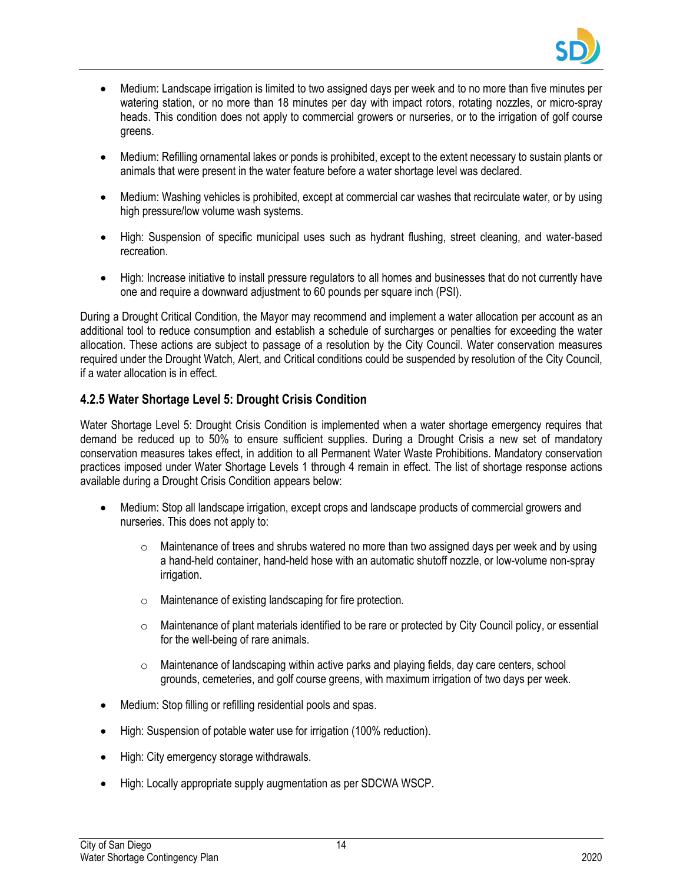- Medium: Landscape irrigation is limited to two assigned days per week and to no more than five minutes per watering station, or no more than 18 minutes per day with impact rotors, rotating nozzles, or micro-spray heads. This condition does not apply to commercial growers or nurseries, or to the irrigation of golf course greens.

- Medium: Refilling ornamental lakes or ponds is prohibited, except to the extent necessary to sustain plants or animals that were present in the water feature before a water shortage level was declared.

- Medium: Washing vehicles is prohibited, except at commercial car washes that recirculate water, or by using high pressure/low volume wash systems.

- High: Suspension of specific municipal uses such as hydrant flushing, street cleaning, and water-based recreation.

- High: Increase initiative to install pressure regulators to all homes and businesses that do not currently have one and require a downward adjustment to 60 pounds per square inch (PSI).

During a Drought Critical Condition, the Mayor may recommend and implement a water allocation per account as an additional tool to reduce consumption and establish a schedule of surcharges or penalties for exceeding the water allocation. These actions are subject to passage of a resolution by the City Council. Water conservation measures required under the Drought Watch, Alert, and Critical conditions could be suspended by resolution of the City Council, if a water allocation is in effect.

### 4.2.5 Water Shortage Level 5: Drought Crisis Condition

Water Shortage Level 5: Drought Crisis Condition is implemented when a water shortage emergency requires that demand be reduced up to 50% to ensure sufficient supplies. During a Drought Crisis a new set of mandatory conservation measures takes effect, in addition to all Permanent Water Waste Prohibitions. Mandatory conservation practices imposed under Water Shortage Levels 1 through 4 remain in effect. The list of shortage response actions available during a Drought Crisis Condition appears below:

- Medium: Stop all landscape irrigation, except crops and landscape products of commercial growers and nurseries. This does not apply to:
  - Maintenance of trees and shrubs watered no more than two assigned days per week and by using a hand-held container, hand-held hose with an automatic shutoff nozzle, or low-volume non-spray irrigation.
  - Maintenance of existing landscaping for fire protection.
  - Maintenance of plant materials identified to be rare or protected by City Council policy, or essential for the well-being of rare animals.
  - Maintenance of landscaping within active parks and playing fields, day care centers, school grounds, cemeteries, and golf course greens, with maximum irrigation of two days per week.

- Medium: Stop filling or refilling residential pools and spas.

- High: Suspension of potable water use for irrigation (100% reduction).

- High: City emergency storage withdrawals.

- High: Locally appropriate supply augmentation as per SDCWA WSCP.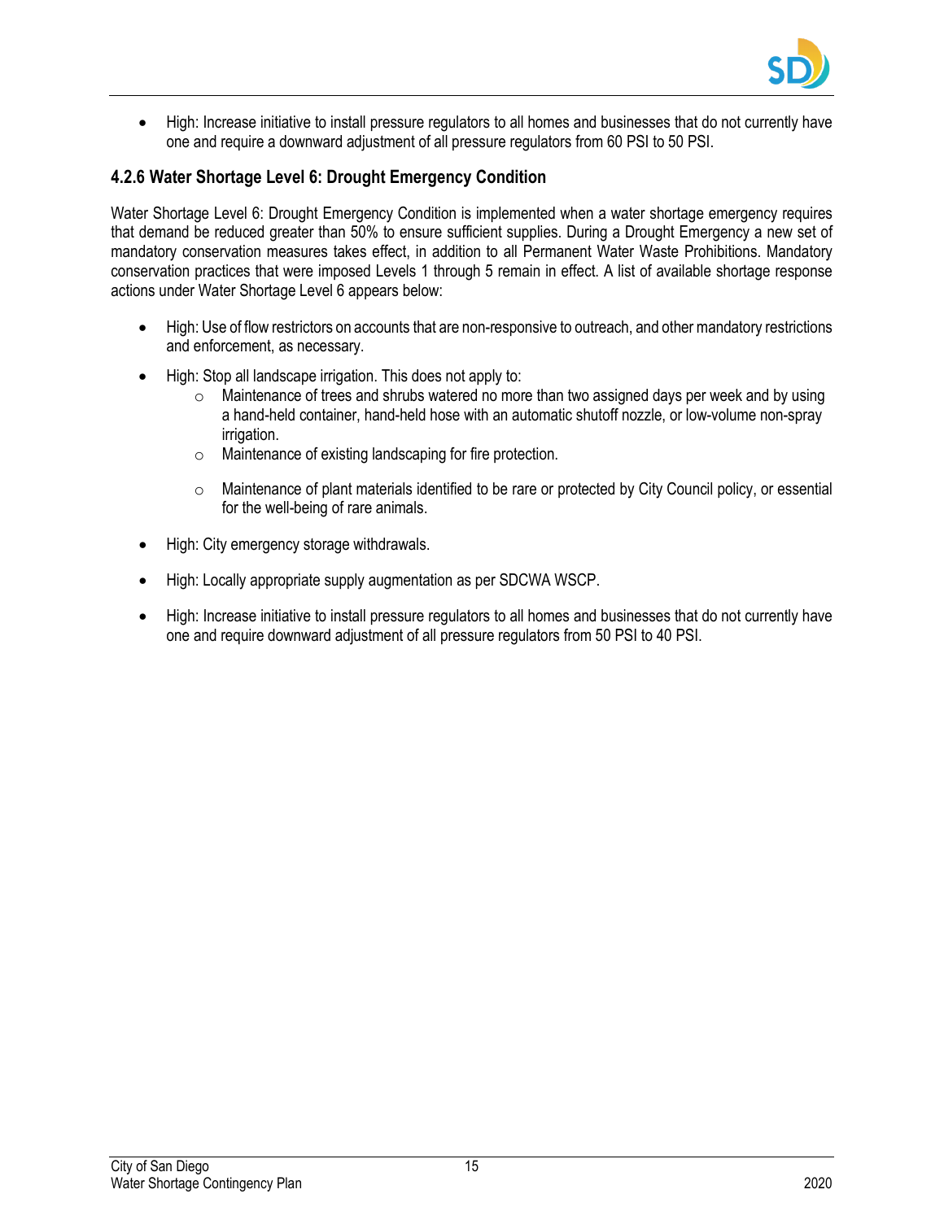- High: Increase initiative to install pressure regulators to all homes and businesses that do not currently have one and require a downward adjustment of all pressure regulators from 60 PSI to 50 PSI.

### 4.2.6 Water Shortage Level 6: Drought Emergency Condition

Water Shortage Level 6: Drought Emergency Condition is implemented when a water shortage emergency requires that demand be reduced greater than 50% to ensure sufficient supplies. During a Drought Emergency a new set of mandatory conservation measures takes effect, in addition to all Permanent Water Waste Prohibitions. Mandatory conservation practices that were imposed Levels 1 through 5 remain in effect. A list of available shortage response actions under Water Shortage Level 6 appears below:

- High: Use of flow restrictors on accounts that are non-responsive to outreach, and other mandatory restrictions and enforcement, as necessary.
- High: Stop all landscape irrigation. This does not apply to:
  - Maintenance of trees and shrubs watered no more than two assigned days per week and by using a hand-held container, hand-held hose with an automatic shutoff nozzle, or low-volume non-spray irrigation.
  - Maintenance of existing landscaping for fire protection.
  - Maintenance of plant materials identified to be rare or protected by City Council policy, or essential for the well-being of rare animals.
- High: City emergency storage withdrawals.
- High: Locally appropriate supply augmentation as per SDCWA WSCP.
- High: Increase initiative to install pressure regulators to all homes and businesses that do not currently have one and require downward adjustment of all pressure regulators from 50 PSI to 40 PSI.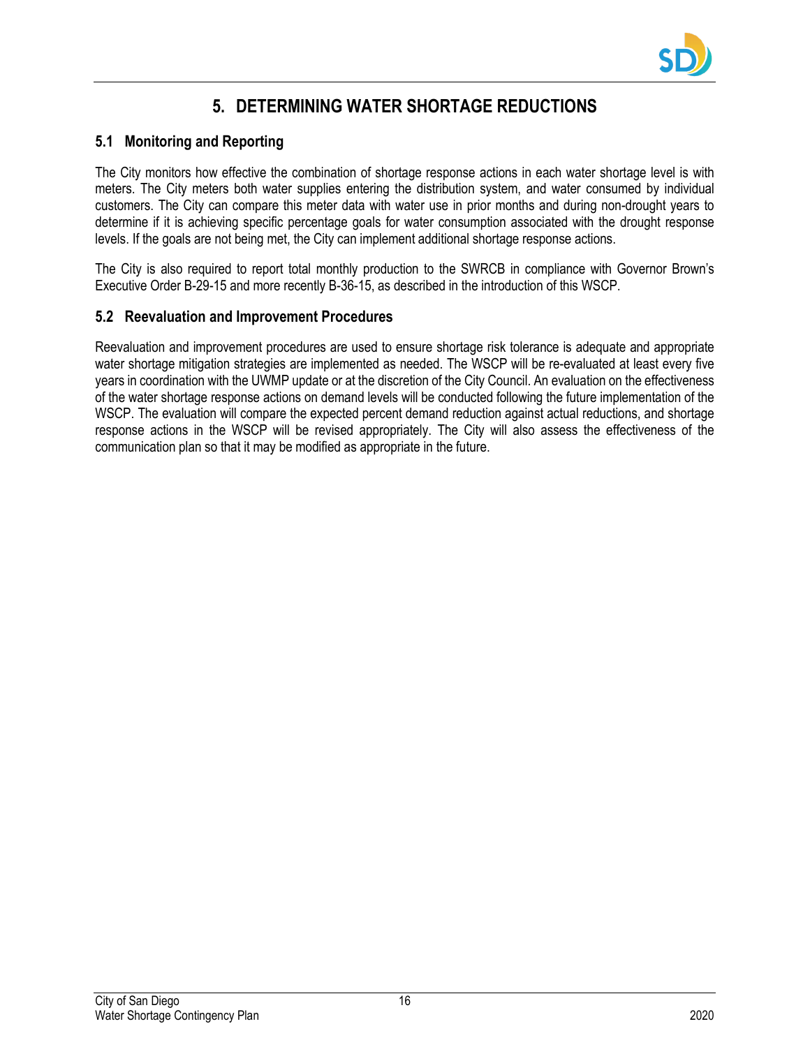# 5. DETERMINING WATER SHORTAGE REDUCTIONS

## 5.1 Monitoring and Reporting

The City monitors how effective the combination of shortage response actions in each water shortage level is with meters. The City meters both water supplies entering the distribution system, and water consumed by individual customers. The City can compare this meter data with water use in prior months and during non-drought years to determine if it is achieving specific percentage goals for water consumption associated with the drought response levels. If the goals are not being met, the City can implement additional shortage response actions.

The City is also required to report total monthly production to the SWRCB in compliance with Governor Brown's Executive Order B-29-15 and more recently B-36-15, as described in the introduction of this WSCP.

## 5.2 Reevaluation and Improvement Procedures

Reevaluation and improvement procedures are used to ensure shortage risk tolerance is adequate and appropriate water shortage mitigation strategies are implemented as needed. The WSCP will be re-evaluated at least every five years in coordination with the UWMP update or at the discretion of the City Council. An evaluation on the effectiveness of the water shortage response actions on demand levels will be conducted following the future implementation of the WSCP. The evaluation will compare the expected percent demand reduction against actual reductions, and shortage response actions in the WSCP will be revised appropriately. The City will also assess the effectiveness of the communication plan so that it may be modified as appropriate in the future.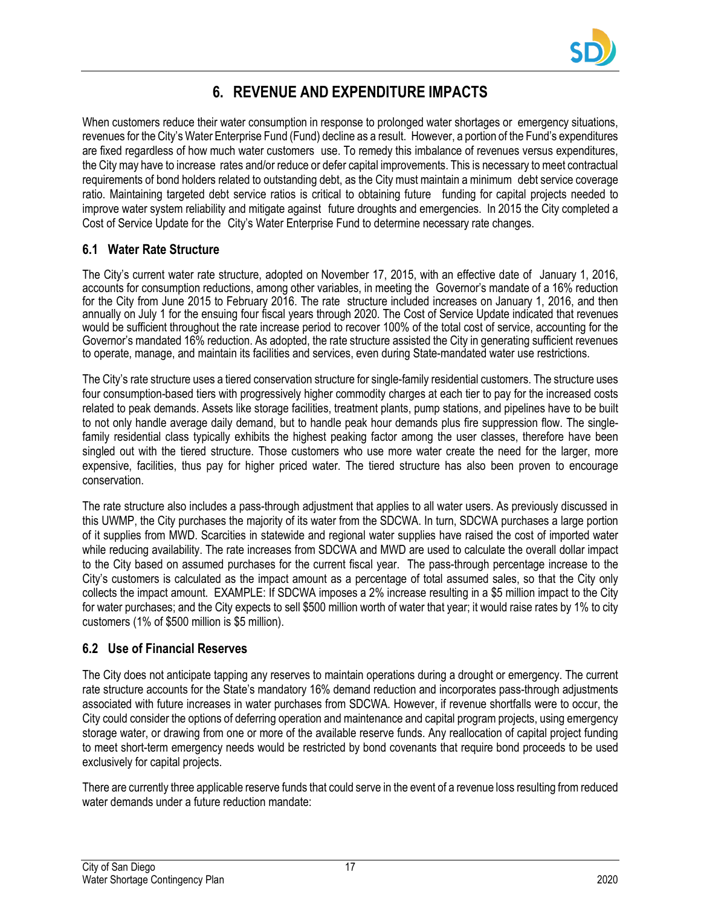# 6. REVENUE AND EXPENDITURE IMPACTS

When customers reduce their water consumption in response to prolonged water shortages or emergency situations, revenues for the City's Water Enterprise Fund (Fund) decline as a result. However, a portion of the Fund's expenditures are fixed regardless of how much water customers use. To remedy this imbalance of revenues versus expenditures, the City may have to increase rates and/or reduce or defer capital improvements. This is necessary to meet contractual requirements of bond holders related to outstanding debt, as the City must maintain a minimum debt service coverage ratio. Maintaining targeted debt service ratios is critical to obtaining future funding for capital projects needed to improve water system reliability and mitigate against future droughts and emergencies. In 2015 the City completed a Cost of Service Update for the City's Water Enterprise Fund to determine necessary rate changes.

## 6.1 Water Rate Structure

The City's current water rate structure, adopted on November 17, 2015, with an effective date of January 1, 2016, accounts for consumption reductions, among other variables, in meeting the Governor's mandate of a 16% reduction for the City from June 2015 to February 2016. The rate structure included increases on January 1, 2016, and then annually on July 1 for the ensuing four fiscal years through 2020. The Cost of Service Update indicated that revenues would be sufficient throughout the rate increase period to recover 100% of the total cost of service, accounting for the Governor's mandated 16% reduction. As adopted, the rate structure assisted the City in generating sufficient revenues to operate, manage, and maintain its facilities and services, even during State-mandated water use restrictions.

The City's rate structure uses a tiered conservation structure for single-family residential customers. The structure uses four consumption-based tiers with progressively higher commodity charges at each tier to pay for the increased costs related to peak demands. Assets like storage facilities, treatment plants, pump stations, and pipelines have to be built to not only handle average daily demand, but to handle peak hour demands plus fire suppression flow. The single-family residential class typically exhibits the highest peaking factor among the user classes, therefore have been singled out with the tiered structure. Those customers who use more water create the need for the larger, more expensive, facilities, thus pay for higher priced water. The tiered structure has also been proven to encourage conservation.

The rate structure also includes a pass-through adjustment that applies to all water users. As previously discussed in this UWMP, the City purchases the majority of its water from the SDCWA. In turn, SDCWA purchases a large portion of it supplies from MWD. Scarcities in statewide and regional water supplies have raised the cost of imported water while reducing availability. The rate increases from SDCWA and MWD are used to calculate the overall dollar impact to the City based on assumed purchases for the current fiscal year. The pass-through percentage increase to the City's customers is calculated as the impact amount as a percentage of total assumed sales, so that the City only collects the impact amount. EXAMPLE: If SDCWA imposes a 2% increase resulting in a $5 million impact to the City for water purchases; and the City expects to sell $500 million worth of water that year; it would raise rates by 1% to city customers (1% of $500 million is $5 million).

## 6.2 Use of Financial Reserves

The City does not anticipate tapping any reserves to maintain operations during a drought or emergency. The current rate structure accounts for the State's mandatory 16% demand reduction and incorporates pass-through adjustments associated with future increases in water purchases from SDCWA. However, if revenue shortfalls were to occur, the City could consider the options of deferring operation and maintenance and capital program projects, using emergency storage water, or drawing from one or more of the available reserve funds. Any reallocation of capital project funding to meet short-term emergency needs would be restricted by bond covenants that require bond proceeds to be used exclusively for capital projects.

There are currently three applicable reserve funds that could serve in the event of a revenue loss resulting from reduced water demands under a future reduction mandate: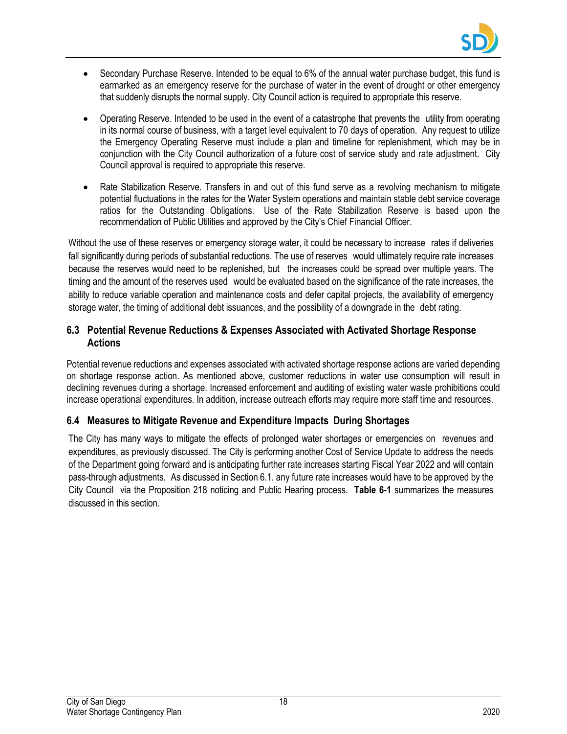- Secondary Purchase Reserve. Intended to be equal to 6% of the annual water purchase budget, this fund is earmarked as an emergency reserve for the purchase of water in the event of drought or other emergency that suddenly disrupts the normal supply. City Council action is required to appropriate this reserve.

- Operating Reserve. Intended to be used in the event of a catastrophe that prevents the utility from operating in its normal course of business, with a target level equivalent to 70 days of operation. Any request to utilize the Emergency Operating Reserve must include a plan and timeline for replenishment, which may be in conjunction with the City Council authorization of a future cost of service study and rate adjustment. City Council approval is required to appropriate this reserve.

- Rate Stabilization Reserve. Transfers in and out of this fund serve as a revolving mechanism to mitigate potential fluctuations in the rates for the Water System operations and maintain stable debt service coverage ratios for the Outstanding Obligations. Use of the Rate Stabilization Reserve is based upon the recommendation of Public Utilities and approved by the City's Chief Financial Officer.

Without the use of these reserves or emergency storage water, it could be necessary to increase rates if deliveries fall significantly during periods of substantial reductions. The use of reserves would ultimately require rate increases because the reserves would need to be replenished, but the increases could be spread over multiple years. The timing and the amount of the reserves used would be evaluated based on the significance of the rate increases, the ability to reduce variable operation and maintenance costs and defer capital projects, the availability of emergency storage water, the timing of additional debt issuances, and the possibility of a downgrade in the debt rating.

## 6.3 Potential Revenue Reductions & Expenses Associated with Activated Shortage Response Actions

Potential revenue reductions and expenses associated with activated shortage response actions are varied depending on shortage response action. As mentioned above, customer reductions in water use consumption will result in declining revenues during a shortage. Increased enforcement and auditing of existing water waste prohibitions could increase operational expenditures. In addition, increase outreach efforts may require more staff time and resources.

## 6.4 Measures to Mitigate Revenue and Expenditure Impacts During Shortages

The City has many ways to mitigate the effects of prolonged water shortages or emergencies on revenues and expenditures, as previously discussed. The City is performing another Cost of Service Update to address the needs of the Department going forward and is anticipating further rate increases starting Fiscal Year 2022 and will contain pass-through adjustments. As discussed in Section 6.1. any future rate increases would have to be approved by the City Council via the Proposition 218 noticing and Public Hearing process. **Table 6-1** summarizes the measures discussed in this section.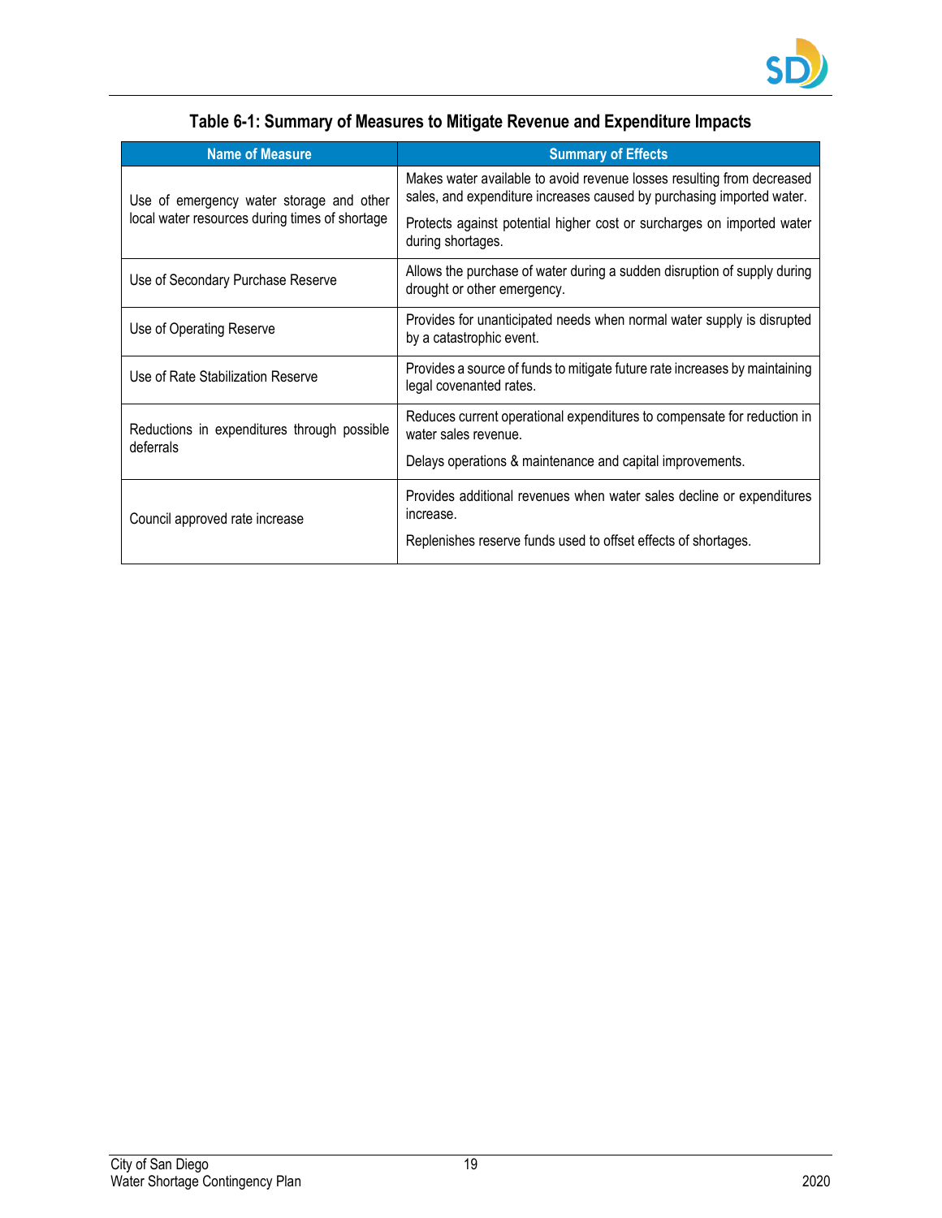**Table 6-1: Summary of Measures to Mitigate Revenue and Expenditure Impacts**

| Name of Measure | Summary of Effects |
|---|---|
| Use of emergency water storage and other local water resources during times of shortage | Makes water available to avoid revenue losses resulting from decreased sales, and expenditure increases caused by purchasing imported water.<br><br>Protects against potential higher cost or surcharges on imported water during shortages. |
| Use of Secondary Purchase Reserve | Allows the purchase of water during a sudden disruption of supply during drought or other emergency. |
| Use of Operating Reserve | Provides for unanticipated needs when normal water supply is disrupted by a catastrophic event. |
| Use of Rate Stabilization Reserve | Provides a source of funds to mitigate future rate increases by maintaining legal covenanted rates. |
| Reductions in expenditures through possible deferrals | Reduces current operational expenditures to compensate for reduction in water sales revenue.<br><br>Delays operations & maintenance and capital improvements. |
| Council approved rate increase | Provides additional revenues when water sales decline or expenditures increase.<br><br>Replenishes reserve funds used to offset effects of shortages. |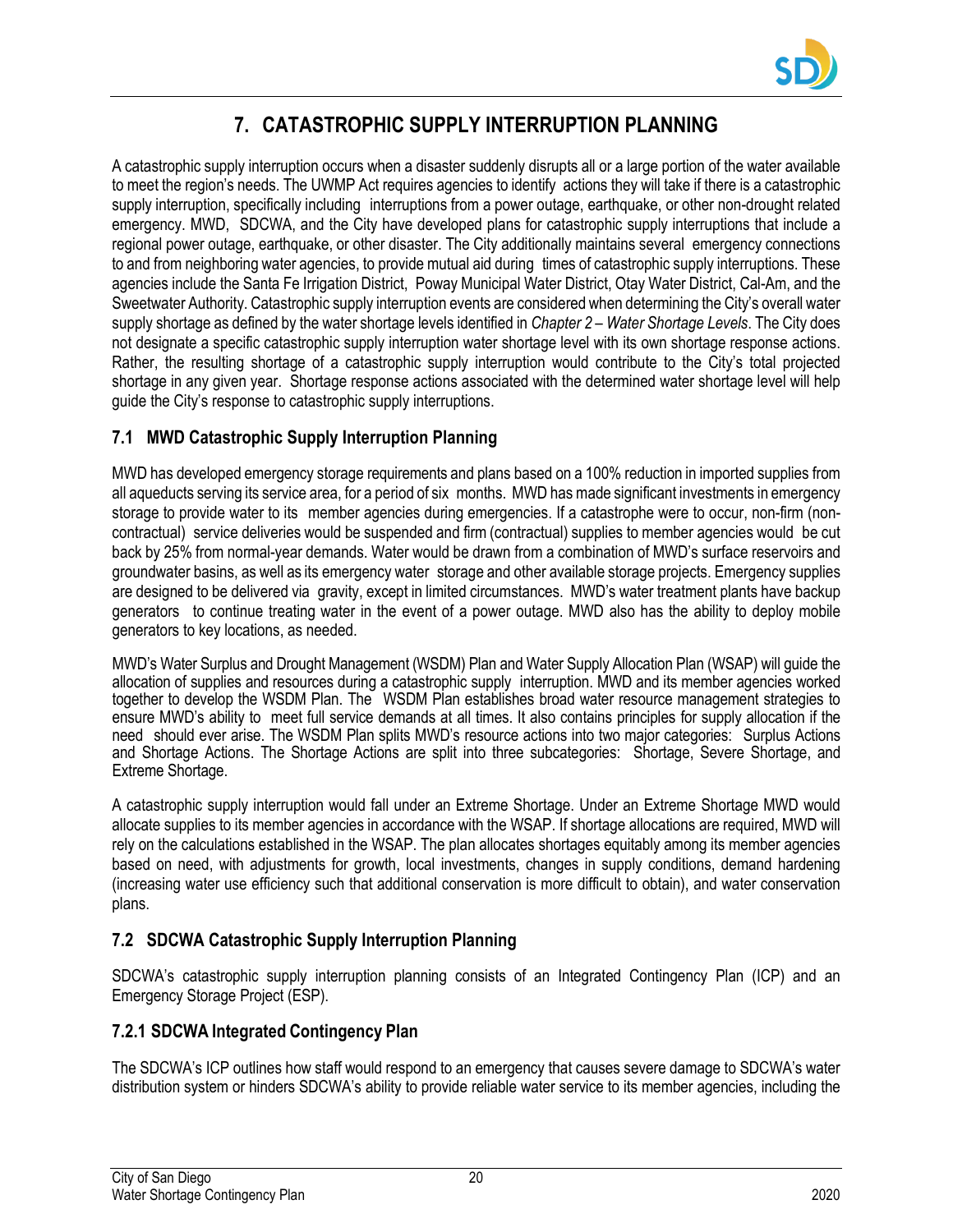# 7. CATASTROPHIC SUPPLY INTERRUPTION PLANNING

A catastrophic supply interruption occurs when a disaster suddenly disrupts all or a large portion of the water available to meet the region's needs. The UWMP Act requires agencies to identify actions they will take if there is a catastrophic supply interruption, specifically including interruptions from a power outage, earthquake, or other non-drought related emergency. MWD, SDCWA, and the City have developed plans for catastrophic supply interruptions that include a regional power outage, earthquake, or other disaster. The City additionally maintains several emergency connections to and from neighboring water agencies, to provide mutual aid during times of catastrophic supply interruptions. These agencies include the Santa Fe Irrigation District, Poway Municipal Water District, Otay Water District, Cal-Am, and the Sweetwater Authority. Catastrophic supply interruption events are considered when determining the City's overall water supply shortage as defined by the water shortage levels identified in *Chapter 2 – Water Shortage Levels*. The City does not designate a specific catastrophic supply interruption water shortage level with its own shortage response actions. Rather, the resulting shortage of a catastrophic supply interruption would contribute to the City's total projected shortage in any given year. Shortage response actions associated with the determined water shortage level will help guide the City's response to catastrophic supply interruptions.

## 7.1 MWD Catastrophic Supply Interruption Planning

MWD has developed emergency storage requirements and plans based on a 100% reduction in imported supplies from all aqueducts serving its service area, for a period of six months. MWD has made significant investments in emergency storage to provide water to its member agencies during emergencies. If a catastrophe were to occur, non-firm (non-contractual) service deliveries would be suspended and firm (contractual) supplies to member agencies would be cut back by 25% from normal-year demands. Water would be drawn from a combination of MWD's surface reservoirs and groundwater basins, as well as its emergency water storage and other available storage projects. Emergency supplies are designed to be delivered via gravity, except in limited circumstances. MWD's water treatment plants have backup generators to continue treating water in the event of a power outage. MWD also has the ability to deploy mobile generators to key locations, as needed.

MWD's Water Surplus and Drought Management (WSDM) Plan and Water Supply Allocation Plan (WSAP) will guide the allocation of supplies and resources during a catastrophic supply interruption. MWD and its member agencies worked together to develop the WSDM Plan. The WSDM Plan establishes broad water resource management strategies to ensure MWD's ability to meet full service demands at all times. It also contains principles for supply allocation if the need should ever arise. The WSDM Plan splits MWD's resource actions into two major categories: Surplus Actions and Shortage Actions. The Shortage Actions are split into three subcategories: Shortage, Severe Shortage, and Extreme Shortage.

A catastrophic supply interruption would fall under an Extreme Shortage. Under an Extreme Shortage MWD would allocate supplies to its member agencies in accordance with the WSAP. If shortage allocations are required, MWD will rely on the calculations established in the WSAP. The plan allocates shortages equitably among its member agencies based on need, with adjustments for growth, local investments, changes in supply conditions, demand hardening (increasing water use efficiency such that additional conservation is more difficult to obtain), and water conservation plans.

## 7.2 SDCWA Catastrophic Supply Interruption Planning

SDCWA's catastrophic supply interruption planning consists of an Integrated Contingency Plan (ICP) and an Emergency Storage Project (ESP).

### 7.2.1 SDCWA Integrated Contingency Plan

The SDCWA's ICP outlines how staff would respond to an emergency that causes severe damage to SDCWA's water distribution system or hinders SDCWA's ability to provide reliable water service to its member agencies, including the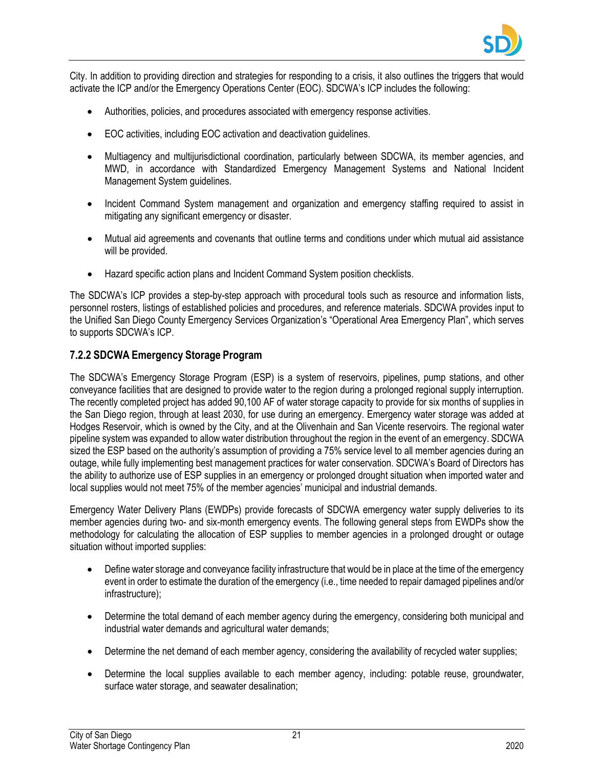City. In addition to providing direction and strategies for responding to a crisis, it also outlines the triggers that would activate the ICP and/or the Emergency Operations Center (EOC). SDCWA's ICP includes the following:

- Authorities, policies, and procedures associated with emergency response activities.
- EOC activities, including EOC activation and deactivation guidelines.
- Multiagency and multijurisdictional coordination, particularly between SDCWA, its member agencies, and MWD, in accordance with Standardized Emergency Management Systems and National Incident Management System guidelines.
- Incident Command System management and organization and emergency staffing required to assist in mitigating any significant emergency or disaster.
- Mutual aid agreements and covenants that outline terms and conditions under which mutual aid assistance will be provided.
- Hazard specific action plans and Incident Command System position checklists.

The SDCWA's ICP provides a step-by-step approach with procedural tools such as resource and information lists, personnel rosters, listings of established policies and procedures, and reference materials. SDCWA provides input to the Unified San Diego County Emergency Services Organization's "Operational Area Emergency Plan", which serves to supports SDCWA's ICP.

### 7.2.2 SDCWA Emergency Storage Program

The SDCWA's Emergency Storage Program (ESP) is a system of reservoirs, pipelines, pump stations, and other conveyance facilities that are designed to provide water to the region during a prolonged regional supply interruption. The recently completed project has added 90,100 AF of water storage capacity to provide for six months of supplies in the San Diego region, through at least 2030, for use during an emergency. Emergency water storage was added at Hodges Reservoir, which is owned by the City, and at the Olivenhain and San Vicente reservoirs. The regional water pipeline system was expanded to allow water distribution throughout the region in the event of an emergency. SDCWA sized the ESP based on the authority's assumption of providing a 75% service level to all member agencies during an outage, while fully implementing best management practices for water conservation. SDCWA's Board of Directors has the ability to authorize use of ESP supplies in an emergency or prolonged drought situation when imported water and local supplies would not meet 75% of the member agencies' municipal and industrial demands.

Emergency Water Delivery Plans (EWDPs) provide forecasts of SDCWA emergency water supply deliveries to its member agencies during two- and six-month emergency events. The following general steps from EWDPs show the methodology for calculating the allocation of ESP supplies to member agencies in a prolonged drought or outage situation without imported supplies:

- Define water storage and conveyance facility infrastructure that would be in place at the time of the emergency event in order to estimate the duration of the emergency (i.e., time needed to repair damaged pipelines and/or infrastructure);
- Determine the total demand of each member agency during the emergency, considering both municipal and industrial water demands and agricultural water demands;
- Determine the net demand of each member agency, considering the availability of recycled water supplies;
- Determine the local supplies available to each member agency, including: potable reuse, groundwater, surface water storage, and seawater desalination;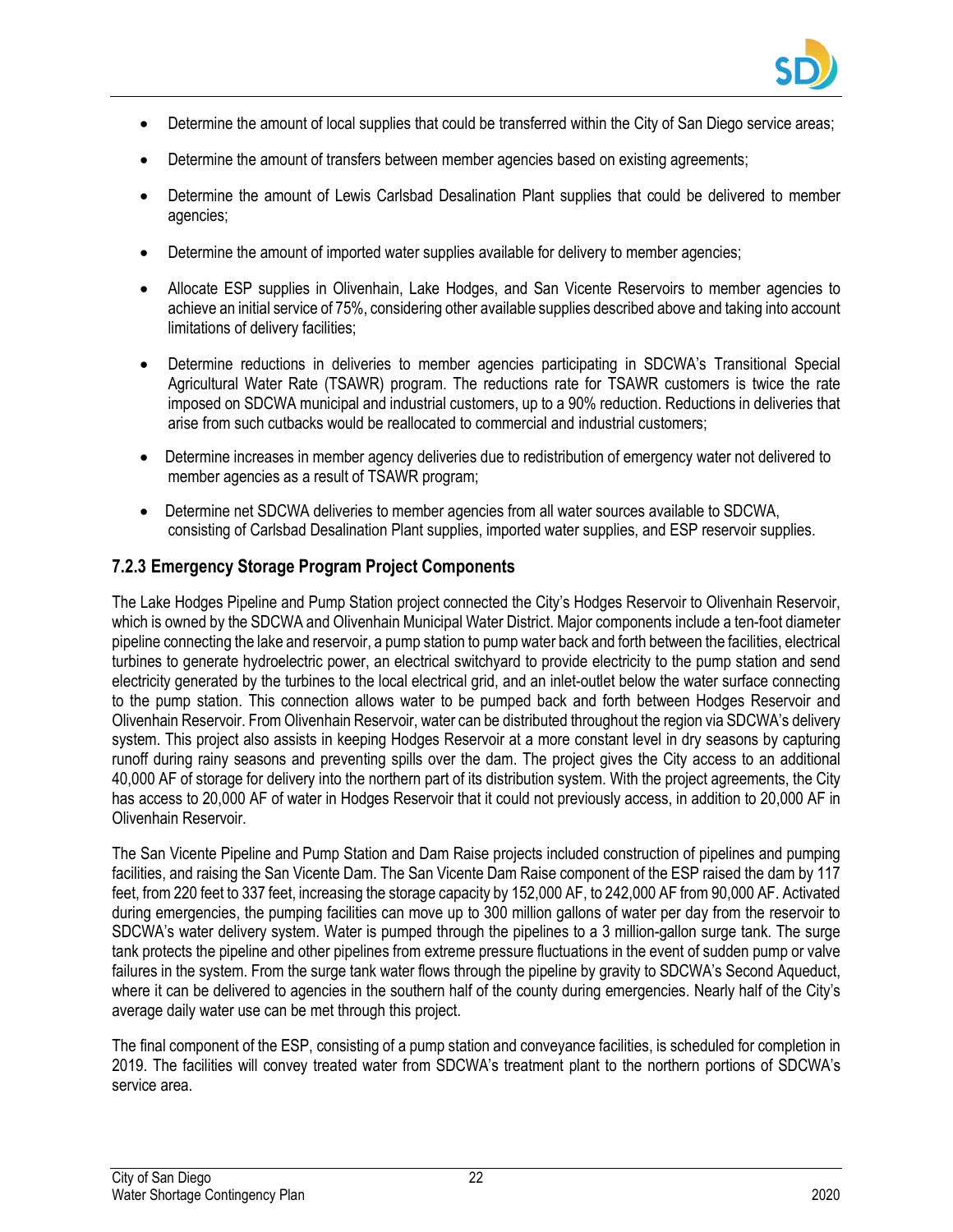- Determine the amount of local supplies that could be transferred within the City of San Diego service areas;
- Determine the amount of transfers between member agencies based on existing agreements;
- Determine the amount of Lewis Carlsbad Desalination Plant supplies that could be delivered to member agencies;
- Determine the amount of imported water supplies available for delivery to member agencies;
- Allocate ESP supplies in Olivenhain, Lake Hodges, and San Vicente Reservoirs to member agencies to achieve an initial service of 75%, considering other available supplies described above and taking into account limitations of delivery facilities;
- Determine reductions in deliveries to member agencies participating in SDCWA's Transitional Special Agricultural Water Rate (TSAWR) program. The reductions rate for TSAWR customers is twice the rate imposed on SDCWA municipal and industrial customers, up to a 90% reduction. Reductions in deliveries that arise from such cutbacks would be reallocated to commercial and industrial customers;
- Determine increases in member agency deliveries due to redistribution of emergency water not delivered to member agencies as a result of TSAWR program;
- Determine net SDCWA deliveries to member agencies from all water sources available to SDCWA, consisting of Carlsbad Desalination Plant supplies, imported water supplies, and ESP reservoir supplies.

### 7.2.3 Emergency Storage Program Project Components

The Lake Hodges Pipeline and Pump Station project connected the City's Hodges Reservoir to Olivenhain Reservoir, which is owned by the SDCWA and Olivenhain Municipal Water District. Major components include a ten-foot diameter pipeline connecting the lake and reservoir, a pump station to pump water back and forth between the facilities, electrical turbines to generate hydroelectric power, an electrical switchyard to provide electricity to the pump station and send electricity generated by the turbines to the local electrical grid, and an inlet-outlet below the water surface connecting to the pump station. This connection allows water to be pumped back and forth between Hodges Reservoir and Olivenhain Reservoir. From Olivenhain Reservoir, water can be distributed throughout the region via SDCWA's delivery system. This project also assists in keeping Hodges Reservoir at a more constant level in dry seasons by capturing runoff during rainy seasons and preventing spills over the dam. The project gives the City access to an additional 40,000 AF of storage for delivery into the northern part of its distribution system. With the project agreements, the City has access to 20,000 AF of water in Hodges Reservoir that it could not previously access, in addition to 20,000 AF in Olivenhain Reservoir.

The San Vicente Pipeline and Pump Station and Dam Raise projects included construction of pipelines and pumping facilities, and raising the San Vicente Dam. The San Vicente Dam Raise component of the ESP raised the dam by 117 feet, from 220 feet to 337 feet, increasing the storage capacity by 152,000 AF, to 242,000 AF from 90,000 AF. Activated during emergencies, the pumping facilities can move up to 300 million gallons of water per day from the reservoir to SDCWA's water delivery system. Water is pumped through the pipelines to a 3 million-gallon surge tank. The surge tank protects the pipeline and other pipelines from extreme pressure fluctuations in the event of sudden pump or valve failures in the system. From the surge tank water flows through the pipeline by gravity to SDCWA's Second Aqueduct, where it can be delivered to agencies in the southern half of the county during emergencies. Nearly half of the City's average daily water use can be met through this project.

The final component of the ESP, consisting of a pump station and conveyance facilities, is scheduled for completion in 2019. The facilities will convey treated water from SDCWA's treatment plant to the northern portions of SDCWA's service area.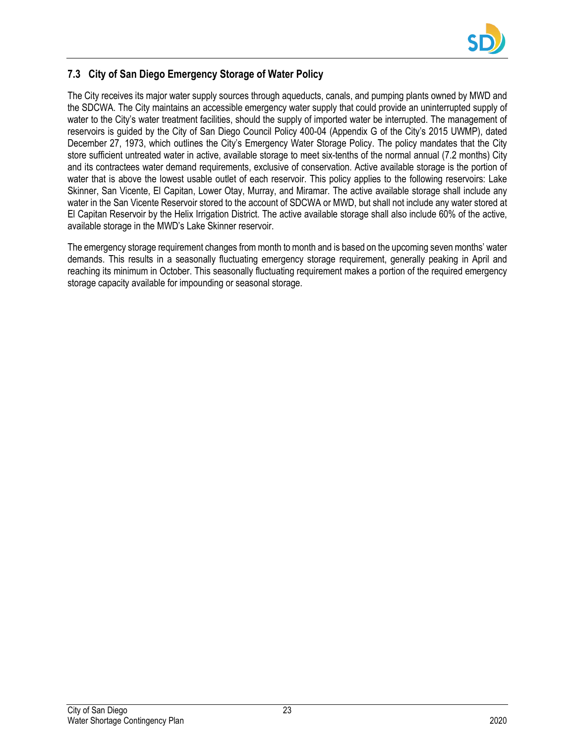## 7.3 City of San Diego Emergency Storage of Water Policy

The City receives its major water supply sources through aqueducts, canals, and pumping plants owned by MWD and the SDCWA. The City maintains an accessible emergency water supply that could provide an uninterrupted supply of water to the City's water treatment facilities, should the supply of imported water be interrupted. The management of reservoirs is guided by the City of San Diego Council Policy 400-04 (Appendix G of the City's 2015 UWMP), dated December 27, 1973, which outlines the City's Emergency Water Storage Policy. The policy mandates that the City store sufficient untreated water in active, available storage to meet six-tenths of the normal annual (7.2 months) City and its contractees water demand requirements, exclusive of conservation. Active available storage is the portion of water that is above the lowest usable outlet of each reservoir. This policy applies to the following reservoirs: Lake Skinner, San Vicente, El Capitan, Lower Otay, Murray, and Miramar. The active available storage shall include any water in the San Vicente Reservoir stored to the account of SDCWA or MWD, but shall not include any water stored at El Capitan Reservoir by the Helix Irrigation District. The active available storage shall also include 60% of the active, available storage in the MWD's Lake Skinner reservoir.

The emergency storage requirement changes from month to month and is based on the upcoming seven months' water demands. This results in a seasonally fluctuating emergency storage requirement, generally peaking in April and reaching its minimum in October. This seasonally fluctuating requirement makes a portion of the required emergency storage capacity available for impounding or seasonal storage.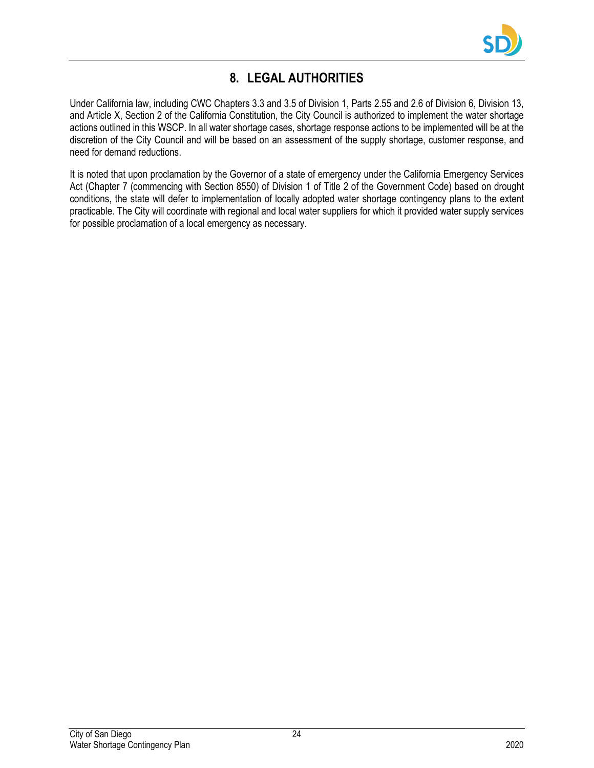# 8. LEGAL AUTHORITIES

Under California law, including CWC Chapters 3.3 and 3.5 of Division 1, Parts 2.55 and 2.6 of Division 6, Division 13, and Article X, Section 2 of the California Constitution, the City Council is authorized to implement the water shortage actions outlined in this WSCP. In all water shortage cases, shortage response actions to be implemented will be at the discretion of the City Council and will be based on an assessment of the supply shortage, customer response, and need for demand reductions.

It is noted that upon proclamation by the Governor of a state of emergency under the California Emergency Services Act (Chapter 7 (commencing with Section 8550) of Division 1 of Title 2 of the Government Code) based on drought conditions, the state will defer to implementation of locally adopted water shortage contingency plans to the extent practicable. The City will coordinate with regional and local water suppliers for which it provided water supply services for possible proclamation of a local emergency as necessary.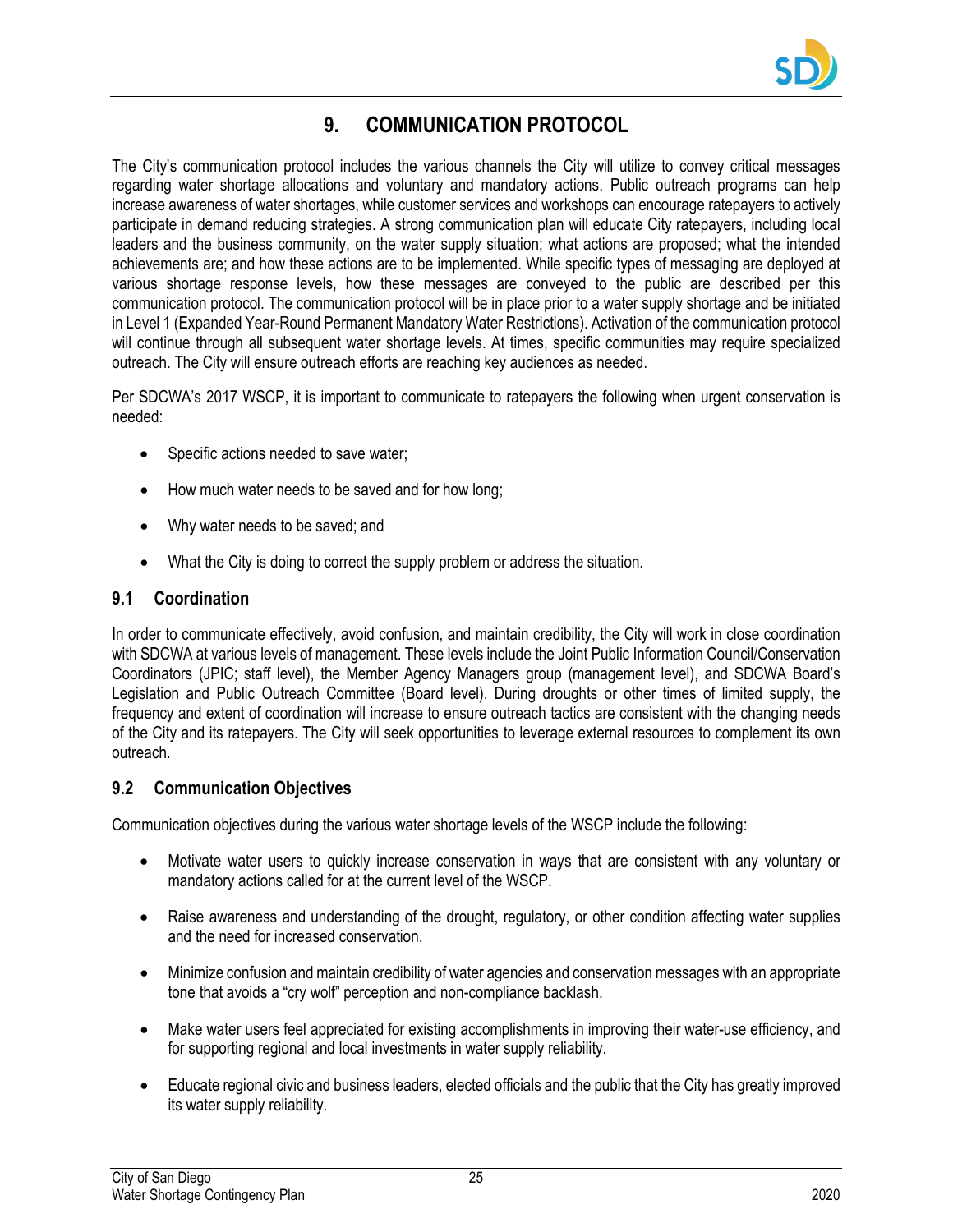# 9. COMMUNICATION PROTOCOL

The City's communication protocol includes the various channels the City will utilize to convey critical messages regarding water shortage allocations and voluntary and mandatory actions. Public outreach programs can help increase awareness of water shortages, while customer services and workshops can encourage ratepayers to actively participate in demand reducing strategies. A strong communication plan will educate City ratepayers, including local leaders and the business community, on the water supply situation; what actions are proposed; what the intended achievements are; and how these actions are to be implemented. While specific types of messaging are deployed at various shortage response levels, how these messages are conveyed to the public are described per this communication protocol. The communication protocol will be in place prior to a water supply shortage and be initiated in Level 1 (Expanded Year-Round Permanent Mandatory Water Restrictions). Activation of the communication protocol will continue through all subsequent water shortage levels. At times, specific communities may require specialized outreach. The City will ensure outreach efforts are reaching key audiences as needed.

Per SDCWA's 2017 WSCP, it is important to communicate to ratepayers the following when urgent conservation is needed:

- Specific actions needed to save water;
- How much water needs to be saved and for how long;
- Why water needs to be saved; and
- What the City is doing to correct the supply problem or address the situation.

## 9.1 Coordination

In order to communicate effectively, avoid confusion, and maintain credibility, the City will work in close coordination with SDCWA at various levels of management. These levels include the Joint Public Information Council/Conservation Coordinators (JPIC; staff level), the Member Agency Managers group (management level), and SDCWA Board's Legislation and Public Outreach Committee (Board level). During droughts or other times of limited supply, the frequency and extent of coordination will increase to ensure outreach tactics are consistent with the changing needs of the City and its ratepayers. The City will seek opportunities to leverage external resources to complement its own outreach.

## 9.2 Communication Objectives

Communication objectives during the various water shortage levels of the WSCP include the following:

- Motivate water users to quickly increase conservation in ways that are consistent with any voluntary or mandatory actions called for at the current level of the WSCP.
- Raise awareness and understanding of the drought, regulatory, or other condition affecting water supplies and the need for increased conservation.
- Minimize confusion and maintain credibility of water agencies and conservation messages with an appropriate tone that avoids a "cry wolf" perception and non-compliance backlash.
- Make water users feel appreciated for existing accomplishments in improving their water-use efficiency, and for supporting regional and local investments in water supply reliability.
- Educate regional civic and business leaders, elected officials and the public that the City has greatly improved its water supply reliability.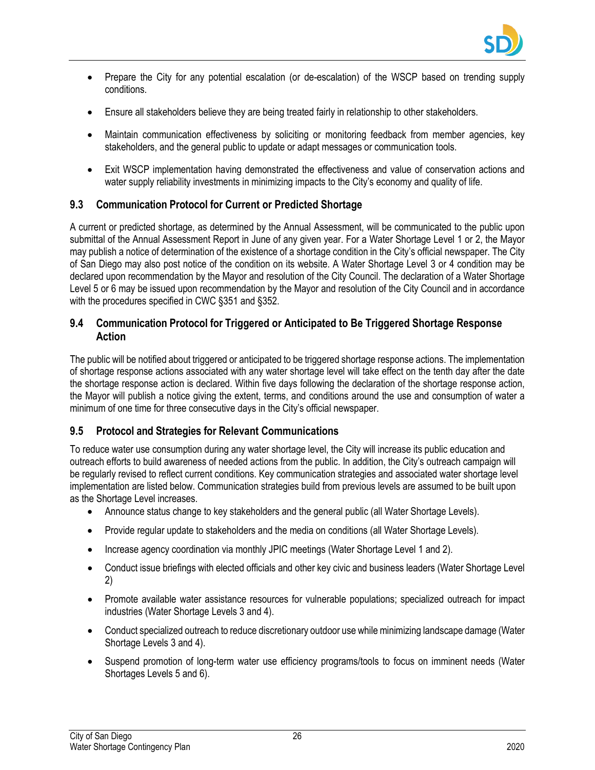- Prepare the City for any potential escalation (or de-escalation) of the WSCP based on trending supply conditions.

- Ensure all stakeholders believe they are being treated fairly in relationship to other stakeholders.

- Maintain communication effectiveness by soliciting or monitoring feedback from member agencies, key stakeholders, and the general public to update or adapt messages or communication tools.

- Exit WSCP implementation having demonstrated the effectiveness and value of conservation actions and water supply reliability investments in minimizing impacts to the City's economy and quality of life.

### 9.3 Communication Protocol for Current or Predicted Shortage

A current or predicted shortage, as determined by the Annual Assessment, will be communicated to the public upon submittal of the Annual Assessment Report in June of any given year. For a Water Shortage Level 1 or 2, the Mayor may publish a notice of determination of the existence of a shortage condition in the City's official newspaper. The City of San Diego may also post notice of the condition on its website. A Water Shortage Level 3 or 4 condition may be declared upon recommendation by the Mayor and resolution of the City Council. The declaration of a Water Shortage Level 5 or 6 may be issued upon recommendation by the Mayor and resolution of the City Council and in accordance with the procedures specified in CWC §351 and §352.

### 9.4 Communication Protocol for Triggered or Anticipated to Be Triggered Shortage Response Action

The public will be notified about triggered or anticipated to be triggered shortage response actions. The implementation of shortage response actions associated with any water shortage level will take effect on the tenth day after the date the shortage response action is declared. Within five days following the declaration of the shortage response action, the Mayor will publish a notice giving the extent, terms, and conditions around the use and consumption of water a minimum of one time for three consecutive days in the City's official newspaper.

### 9.5 Protocol and Strategies for Relevant Communications

To reduce water use consumption during any water shortage level, the City will increase its public education and outreach efforts to build awareness of needed actions from the public. In addition, the City's outreach campaign will be regularly revised to reflect current conditions. Key communication strategies and associated water shortage level implementation are listed below. Communication strategies build from previous levels are assumed to be built upon as the Shortage Level increases.

- Announce status change to key stakeholders and the general public (all Water Shortage Levels).

- Provide regular update to stakeholders and the media on conditions (all Water Shortage Levels).

- Increase agency coordination via monthly JPIC meetings (Water Shortage Level 1 and 2).

- Conduct issue briefings with elected officials and other key civic and business leaders (Water Shortage Level 2)

- Promote available water assistance resources for vulnerable populations; specialized outreach for impact industries (Water Shortage Levels 3 and 4).

- Conduct specialized outreach to reduce discretionary outdoor use while minimizing landscape damage (Water Shortage Levels 3 and 4).

- Suspend promotion of long-term water use efficiency programs/tools to focus on imminent needs (Water Shortages Levels 5 and 6).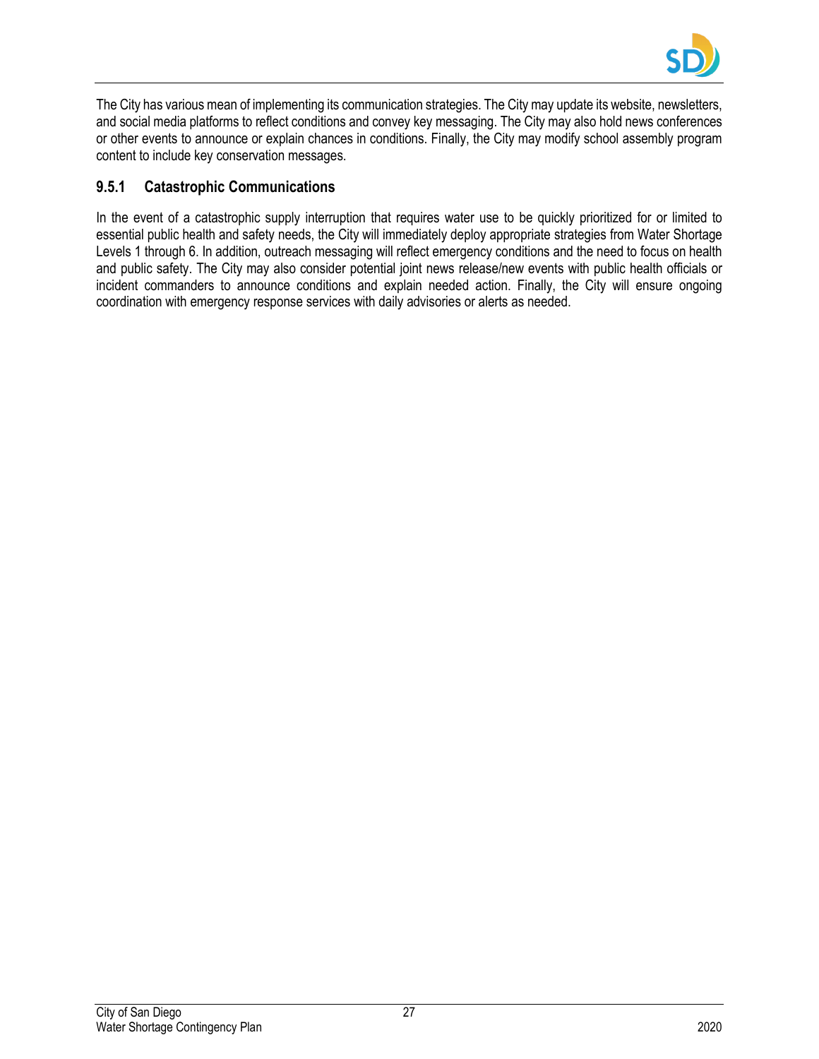The City has various mean of implementing its communication strategies. The City may update its website, newsletters, and social media platforms to reflect conditions and convey key messaging. The City may also hold news conferences or other events to announce or explain chances in conditions. Finally, the City may modify school assembly program content to include key conservation messages.

### 9.5.1 Catastrophic Communications

In the event of a catastrophic supply interruption that requires water use to be quickly prioritized for or limited to essential public health and safety needs, the City will immediately deploy appropriate strategies from Water Shortage Levels 1 through 6. In addition, outreach messaging will reflect emergency conditions and the need to focus on health and public safety. The City may also consider potential joint news release/new events with public health officials or incident commanders to announce conditions and explain needed action. Finally, the City will ensure ongoing coordination with emergency response services with daily advisories or alerts as needed.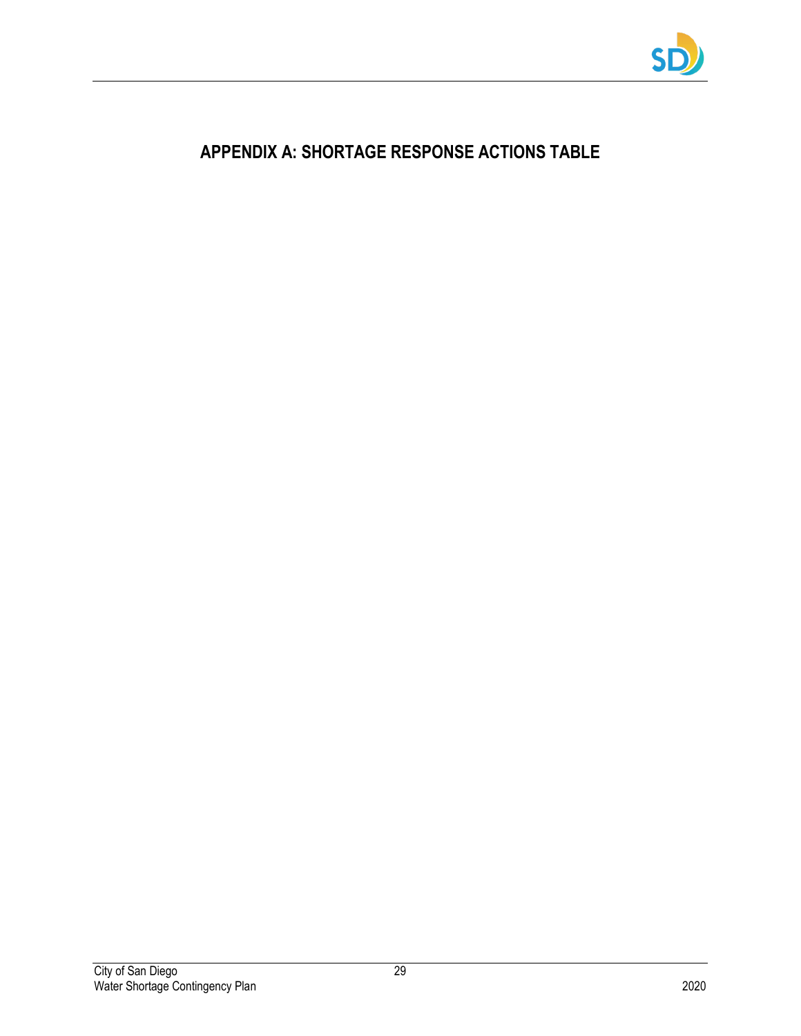# APPENDIX A: SHORTAGE RESPONSE ACTIONS TABLE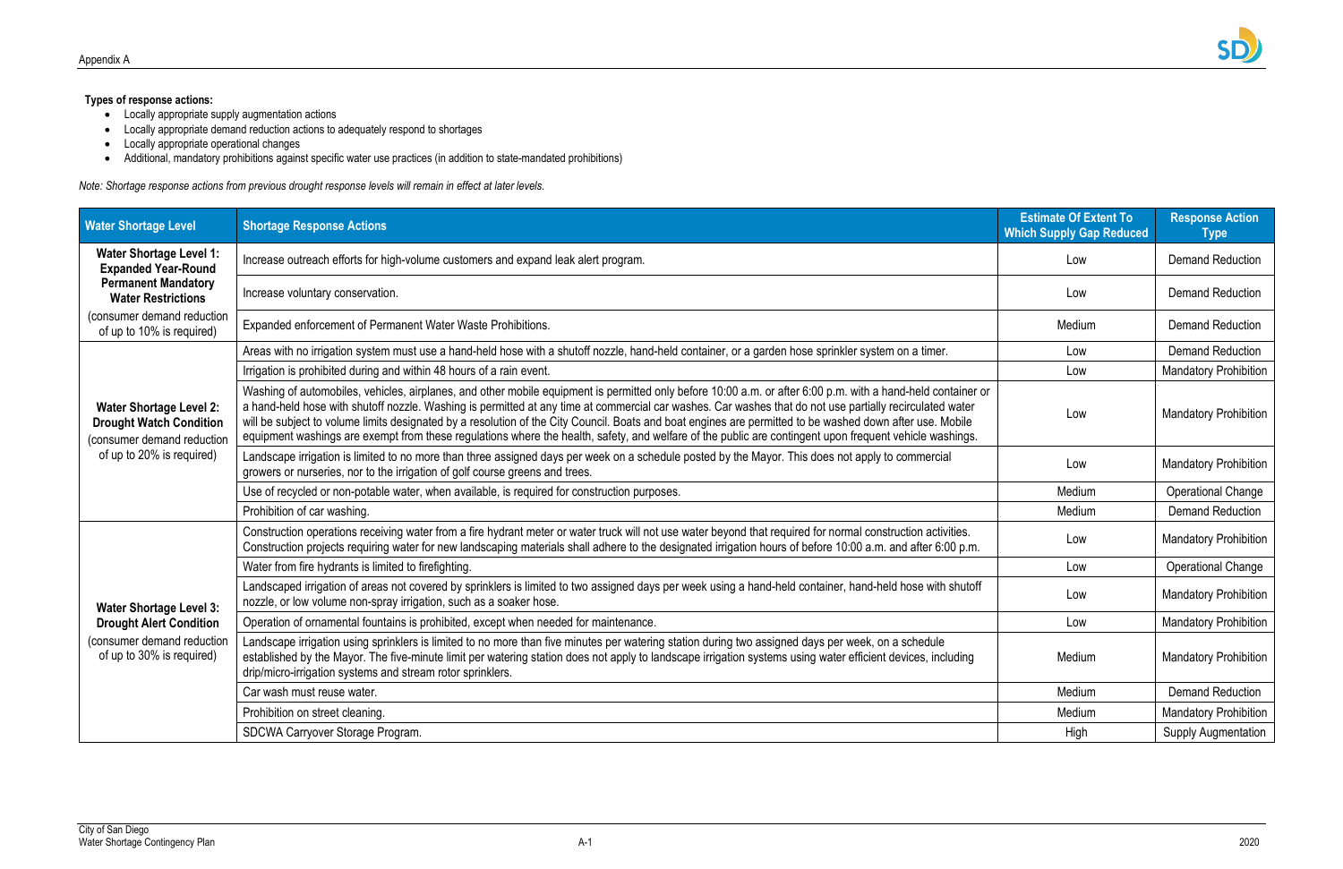**Types of response actions:**

- Locally appropriate supply augmentation actions
- Locally appropriate demand reduction actions to adequately respond to shortages
- Locally appropriate operational changes
- Additional, mandatory prohibitions against specific water use practices (in addition to state-mandated prohibitions)

*Note: Shortage response actions from previous drought response levels will remain in effect at later levels.*

| Water Shortage Level | Shortage Response Actions | Estimate Of Extent To Which Supply Gap Reduced | Response Action Type |
|---|---|---|---|
| **Water Shortage Level 1: Expanded Year-Round Permanent Mandatory Water Restrictions** (consumer demand reduction of up to 10% is required) | Increase outreach efforts for high-volume customers and expand leak alert program. | Low | Demand Reduction |
| | Increase voluntary conservation. | Low | Demand Reduction |
| | Expanded enforcement of Permanent Water Waste Prohibitions. | Medium | Demand Reduction |
| **Water Shortage Level 2: Drought Watch Condition** (consumer demand reduction of up to 20% is required) | Areas with no irrigation system must use a hand-held hose with a shutoff nozzle, hand-held container, or a garden hose sprinkler system on a timer. | Low | Demand Reduction |
| | Irrigation is prohibited during and within 48 hours of a rain event. | Low | Mandatory Prohibition |
| | Washing of automobiles, vehicles, airplanes, and other mobile equipment is permitted only before 10:00 a.m. or after 6:00 p.m. with a hand-held container or a hand-held hose with shutoff nozzle. Washing is permitted at any time at commercial car washes. Car washes that do not use partially recirculated water will be subject to volume limits designated by a resolution of the City Council. Boats and boat engines are permitted to be washed down after use. Mobile equipment washings are exempt from these regulations where the health, safety, and welfare of the public are contingent upon frequent vehicle washings. | Low | Mandatory Prohibition |
| | Landscape irrigation is limited to no more than three assigned days per week on a schedule posted by the Mayor. This does not apply to commercial growers or nurseries, nor to the irrigation of golf course greens and trees. | Low | Mandatory Prohibition |
| | Use of recycled or non-potable water, when available, is required for construction purposes. | Medium | Operational Change |
| | Prohibition of car washing. | Medium | Demand Reduction |
| **Water Shortage Level 3: Drought Alert Condition** (consumer demand reduction of up to 30% is required) | Construction operations receiving water from a fire hydrant meter or water truck will not use water beyond that required for normal construction activities. Construction projects requiring water for new landscaping materials shall adhere to the designated irrigation hours of before 10:00 a.m. and after 6:00 p.m. | Low | Mandatory Prohibition |
| | Water from fire hydrants is limited to firefighting. | Low | Operational Change |
| | Landscaped irrigation of areas not covered by sprinklers is limited to two assigned days per week using a hand-held container, hand-held hose with shutoff nozzle, or low volume non-spray irrigation, such as a soaker hose. | Low | Mandatory Prohibition |
| | Operation of ornamental fountains is prohibited, except when needed for maintenance. | Low | Mandatory Prohibition |
| | Landscape irrigation using sprinklers is limited to no more than five minutes per watering station during two assigned days per week, on a schedule established by the Mayor. The five-minute limit per watering station does not apply to landscape irrigation systems using water efficient devices, including drip/micro-irrigation systems and stream rotor sprinklers. | Medium | Mandatory Prohibition |
| | Car wash must reuse water. | Medium | Demand Reduction |
| | Prohibition on street cleaning. | Medium | Mandatory Prohibition |
| | SDCWA Carryover Storage Program. | High | Supply Augmentation |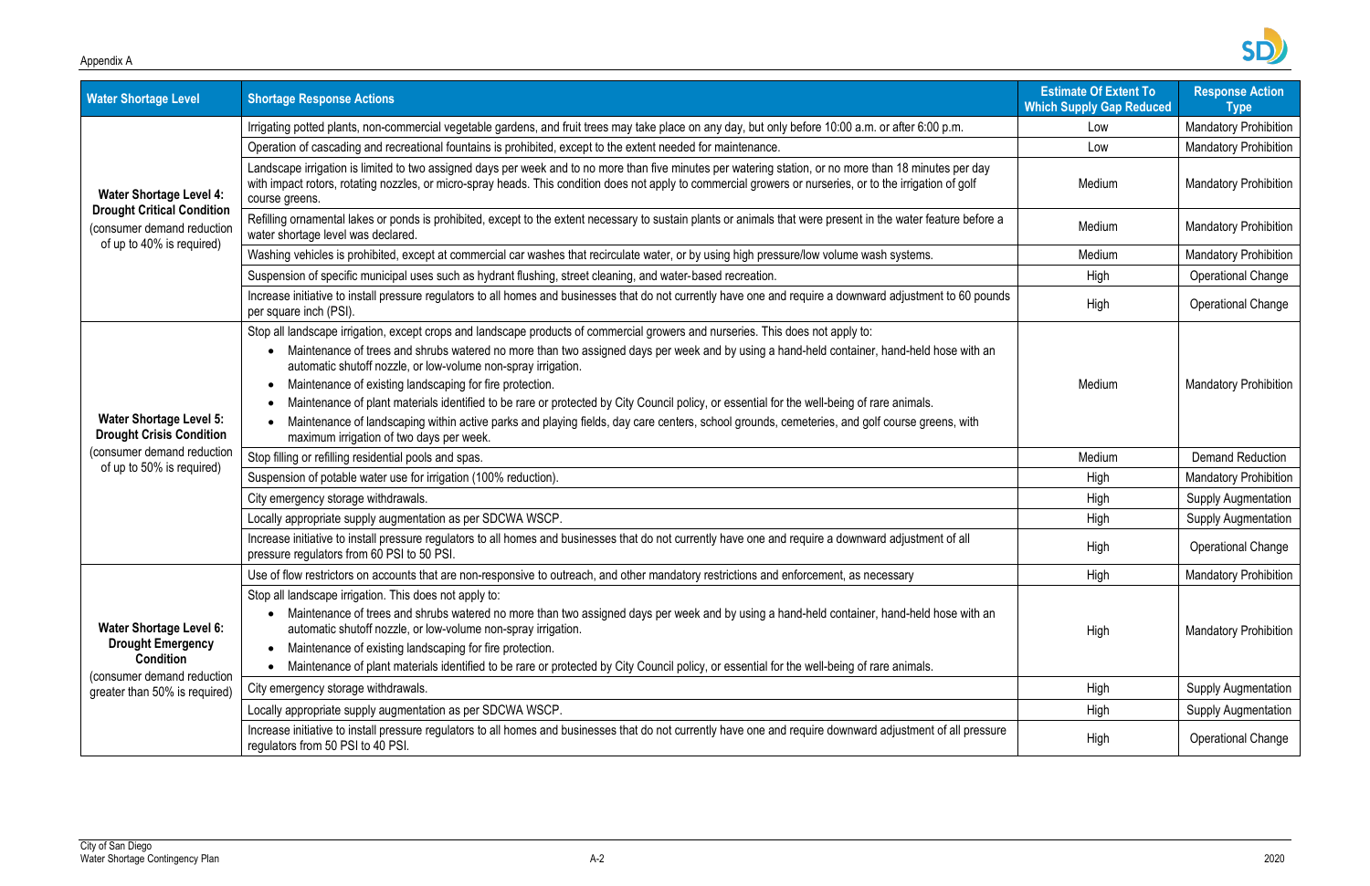| Water Shortage Level | Shortage Response Actions | Estimate Of Extent To Which Supply Gap Reduced | Response Action Type |
|---|---|---|---|
| **Water Shortage Level 4: Drought Critical Condition** (consumer demand reduction of up to 40% is required) | Irrigating potted plants, non-commercial vegetable gardens, and fruit trees may take place on any day, but only before 10:00 a.m. or after 6:00 p.m. | Low | Mandatory Prohibition |
| | Operation of cascading and recreational fountains is prohibited, except to the extent needed for maintenance. | Low | Mandatory Prohibition |
| | Landscape irrigation is limited to two assigned days per week and to no more than five minutes per watering station, or no more than 18 minutes per day with impact rotors, rotating nozzles, or micro-spray heads. This condition does not apply to commercial growers or nurseries, or to the irrigation of golf course greens. | Medium | Mandatory Prohibition |
| | Refilling ornamental lakes or ponds is prohibited, except to the extent necessary to sustain plants or animals that were present in the water feature before a water shortage level was declared. | Medium | Mandatory Prohibition |
| | Washing vehicles is prohibited, except at commercial car washes that recirculate water, or by using high pressure/low volume wash systems. | Medium | Mandatory Prohibition |
| | Suspension of specific municipal uses such as hydrant flushing, street cleaning, and water-based recreation. | High | Operational Change |
| | Increase initiative to install pressure regulators to all homes and businesses that do not currently have one and require a downward adjustment to 60 pounds per square inch (PSI). | High | Operational Change |
| **Water Shortage Level 5: Drought Crisis Condition** (consumer demand reduction of up to 50% is required) | Stop all landscape irrigation, except crops and landscape products of commercial growers and nurseries. This does not apply to: <br>• Maintenance of trees and shrubs watered no more than two assigned days per week and by using a hand-held container, hand-held hose with an automatic shutoff nozzle, or low-volume non-spray irrigation. <br>• Maintenance of existing landscaping for fire protection. <br>• Maintenance of plant materials identified to be rare or protected by City Council policy, or essential for the well-being of rare animals. <br>• Maintenance of landscaping within active parks and playing fields, day care centers, school grounds, cemeteries, and golf course greens, with maximum irrigation of two days per week. | Medium | Mandatory Prohibition |
| | Stop filling or refilling residential pools and spas. | Medium | Demand Reduction |
| | Suspension of potable water use for irrigation (100% reduction). | High | Mandatory Prohibition |
| | City emergency storage withdrawals. | High | Supply Augmentation |
| | Locally appropriate supply augmentation as per SDCWA WSCP. | High | Supply Augmentation |
| | Increase initiative to install pressure regulators to all homes and businesses that do not currently have one and require a downward adjustment of all pressure regulators from 60 PSI to 50 PSI. | High | Operational Change |
| **Water Shortage Level 6: Drought Emergency Condition** (consumer demand reduction greater than 50% is required) | Use of flow restrictors on accounts that are non-responsive to outreach, and other mandatory restrictions and enforcement, as necessary | High | Mandatory Prohibition |
| | Stop all landscape irrigation. This does not apply to: <br>• Maintenance of trees and shrubs watered no more than two assigned days per week and by using a hand-held container, hand-held hose with an automatic shutoff nozzle, or low-volume non-spray irrigation. <br>• Maintenance of existing landscaping for fire protection. <br>• Maintenance of plant materials identified to be rare or protected by City Council policy, or essential for the well-being of rare animals. | High | Mandatory Prohibition |
| | City emergency storage withdrawals. | High | Supply Augmentation |
| | Locally appropriate supply augmentation as per SDCWA WSCP. | High | Supply Augmentation |
| | Increase initiative to install pressure regulators to all homes and businesses that do not currently have one and require downward adjustment of all pressure regulators from 50 PSI to 40 PSI. | High | Operational Change |